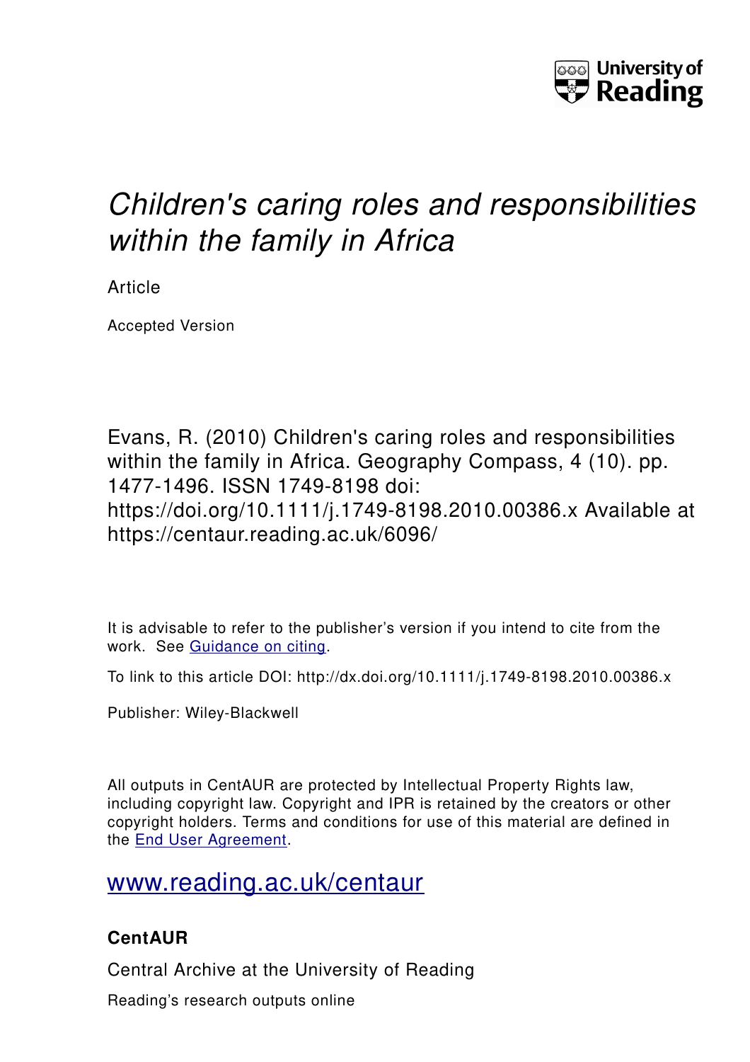University of Reading

# *Children's caring roles and responsibilities within the family in Africa*

Article

Accepted Version

Evans, R. (2010) Children's caring roles and responsibilities within the family in Africa. Geography Compass, 4 (10). pp. 1477-1496. ISSN 1749-8198 doi: https://doi.org/10.1111/j.1749-8198.2010.00386.x Available at https://centaur.reading.ac.uk/6096/

It is advisable to refer to the publisher's version if you intend to cite from the work. See [Guidance on citing](http://centaur.reading.ac.uk/71187/10/CentAUR%20citing%20guide.pdf).

To link to this article DOI: http://dx.doi.org/10.1111/j.1749-8198.2010.00386.x

Publisher: Wiley-Blackwell

All outputs in CentAUR are protected by Intellectual Property Rights law, including copyright law. Copyright and IPR is retained by the creators or other copyright holders. Terms and conditions for use of this material are defined in the [End User Agreement](http://centaur.reading.ac.uk/licence).

[www.reading.ac.uk/centaur](http://www.reading.ac.uk/centaur)

**CentAUR**

Central Archive at the University of Reading

Reading's research outputs online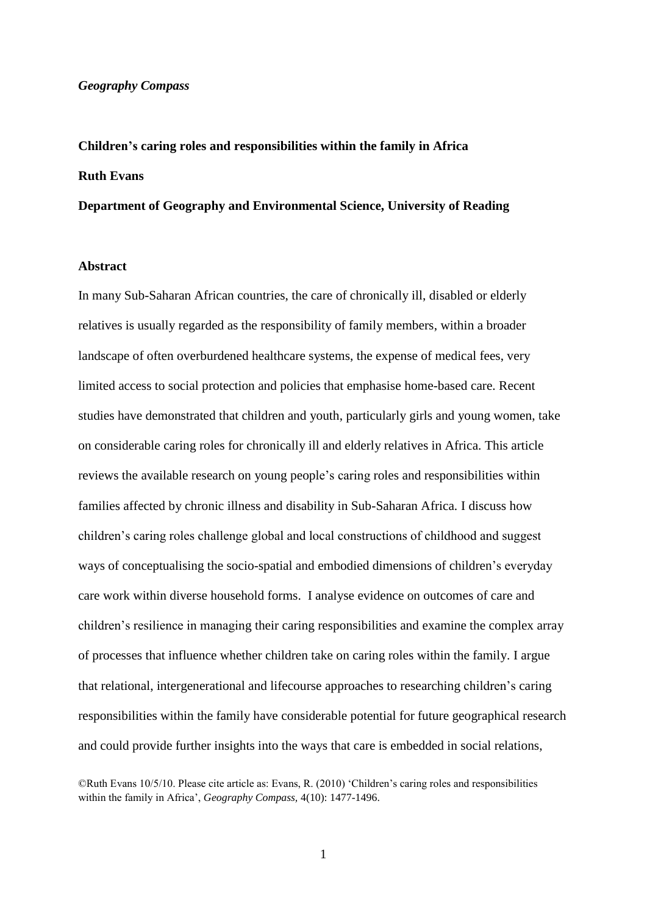*Geography Compass*

**Children's caring roles and responsibilities within the family in Africa**

**Ruth Evans**

**Department of Geography and Environmental Science, University of Reading**

## Abstract

In many Sub-Saharan African countries, the care of chronically ill, disabled or elderly relatives is usually regarded as the responsibility of family members, within a broader landscape of often overburdened healthcare systems, the expense of medical fees, very limited access to social protection and policies that emphasise home-based care. Recent studies have demonstrated that children and youth, particularly girls and young women, take on considerable caring roles for chronically ill and elderly relatives in Africa. This article reviews the available research on young people's caring roles and responsibilities within families affected by chronic illness and disability in Sub-Saharan Africa. I discuss how children's caring roles challenge global and local constructions of childhood and suggest ways of conceptualising the socio-spatial and embodied dimensions of children's everyday care work within diverse household forms. I analyse evidence on outcomes of care and children's resilience in managing their caring responsibilities and examine the complex array of processes that influence whether children take on caring roles within the family. I argue that relational, intergenerational and lifecourse approaches to researching children's caring responsibilities within the family have considerable potential for future geographical research and could provide further insights into the ways that care is embedded in social relations,

©Ruth Evans 10/5/10. Please cite article as: Evans, R. (2010) 'Children's caring roles and responsibilities within the family in Africa', *Geography Compass*, 4(10): 1477-1496.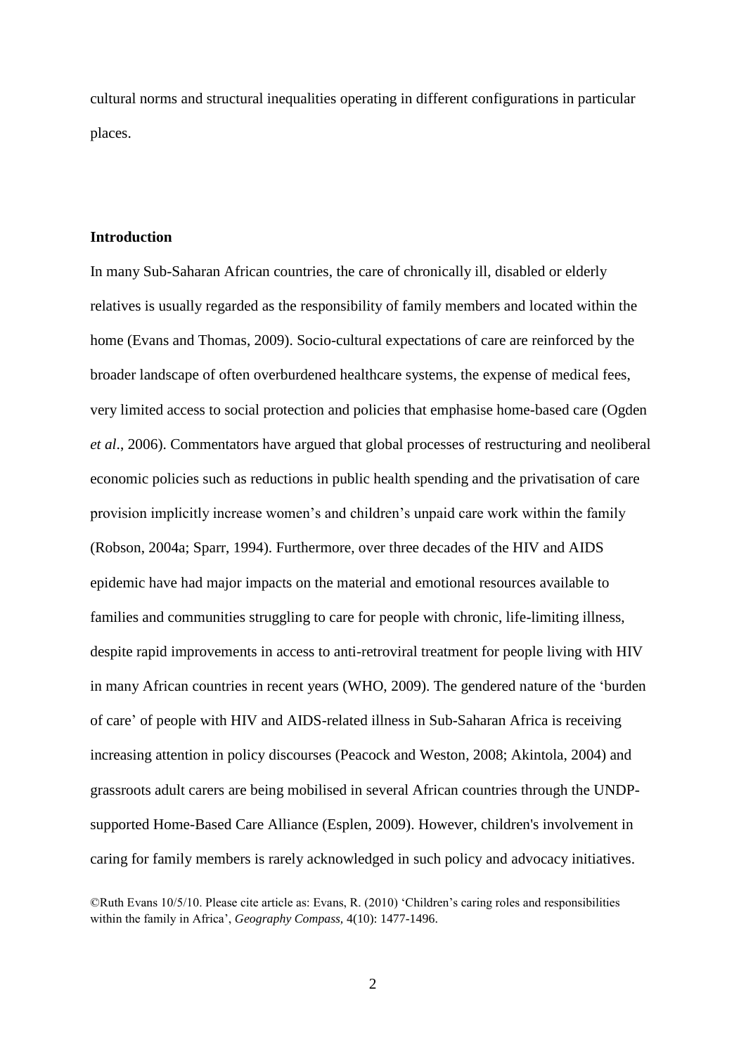cultural norms and structural inequalities operating in different configurations in particular places.

## Introduction

In many Sub-Saharan African countries, the care of chronically ill, disabled or elderly relatives is usually regarded as the responsibility of family members and located within the home (Evans and Thomas, 2009). Socio-cultural expectations of care are reinforced by the broader landscape of often overburdened healthcare systems, the expense of medical fees, very limited access to social protection and policies that emphasise home-based care (Ogden *et al*., 2006). Commentators have argued that global processes of restructuring and neoliberal economic policies such as reductions in public health spending and the privatisation of care provision implicitly increase women's and children's unpaid care work within the family (Robson, 2004a; Sparr, 1994). Furthermore, over three decades of the HIV and AIDS epidemic have had major impacts on the material and emotional resources available to families and communities struggling to care for people with chronic, life-limiting illness, despite rapid improvements in access to anti-retroviral treatment for people living with HIV in many African countries in recent years (WHO, 2009). The gendered nature of the 'burden of care' of people with HIV and AIDS-related illness in Sub-Saharan Africa is receiving increasing attention in policy discourses (Peacock and Weston, 2008; Akintola, 2004) and grassroots adult carers are being mobilised in several African countries through the UNDP-supported Home-Based Care Alliance (Esplen, 2009). However, children's involvement in caring for family members is rarely acknowledged in such policy and advocacy initiatives.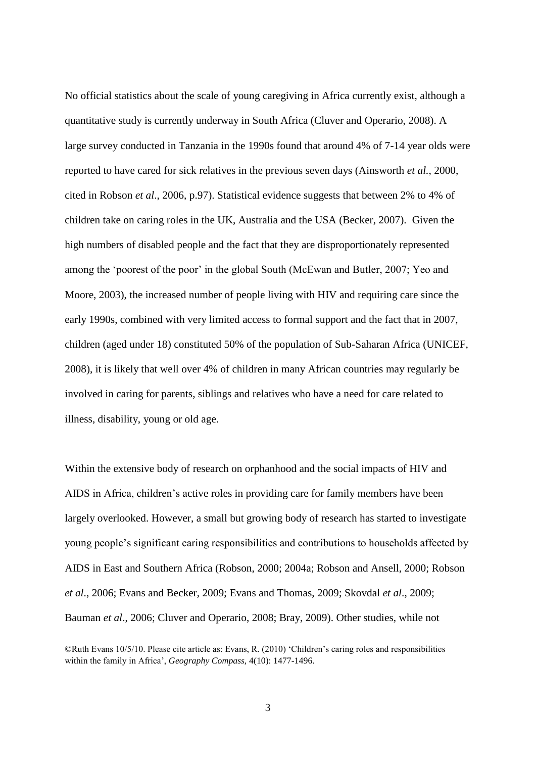No official statistics about the scale of young caregiving in Africa currently exist, although a quantitative study is currently underway in South Africa (Cluver and Operario, 2008). A large survey conducted in Tanzania in the 1990s found that around 4% of 7-14 year olds were reported to have cared for sick relatives in the previous seven days (Ainsworth *et al.*, 2000, cited in Robson *et al*., 2006, p.97). Statistical evidence suggests that between 2% to 4% of children take on caring roles in the UK, Australia and the USA (Becker, 2007). Given the high numbers of disabled people and the fact that they are disproportionately represented among the 'poorest of the poor' in the global South (McEwan and Butler, 2007; Yeo and Moore, 2003), the increased number of people living with HIV and requiring care since the early 1990s, combined with very limited access to formal support and the fact that in 2007, children (aged under 18) constituted 50% of the population of Sub-Saharan Africa (UNICEF, 2008), it is likely that well over 4% of children in many African countries may regularly be involved in caring for parents, siblings and relatives who have a need for care related to illness, disability, young or old age.

Within the extensive body of research on orphanhood and the social impacts of HIV and AIDS in Africa, children's active roles in providing care for family members have been largely overlooked. However, a small but growing body of research has started to investigate young people's significant caring responsibilities and contributions to households affected by AIDS in East and Southern Africa (Robson, 2000; 2004a; Robson and Ansell, 2000; Robson *et al*., 2006; Evans and Becker, 2009; Evans and Thomas, 2009; Skovdal *et al*., 2009; Bauman *et al*., 2006; Cluver and Operario, 2008; Bray, 2009). Other studies, while not

©Ruth Evans 10/5/10. Please cite article as: Evans, R. (2010) 'Children's caring roles and responsibilities within the family in Africa', *Geography Compass,* 4(10): 1477-1496.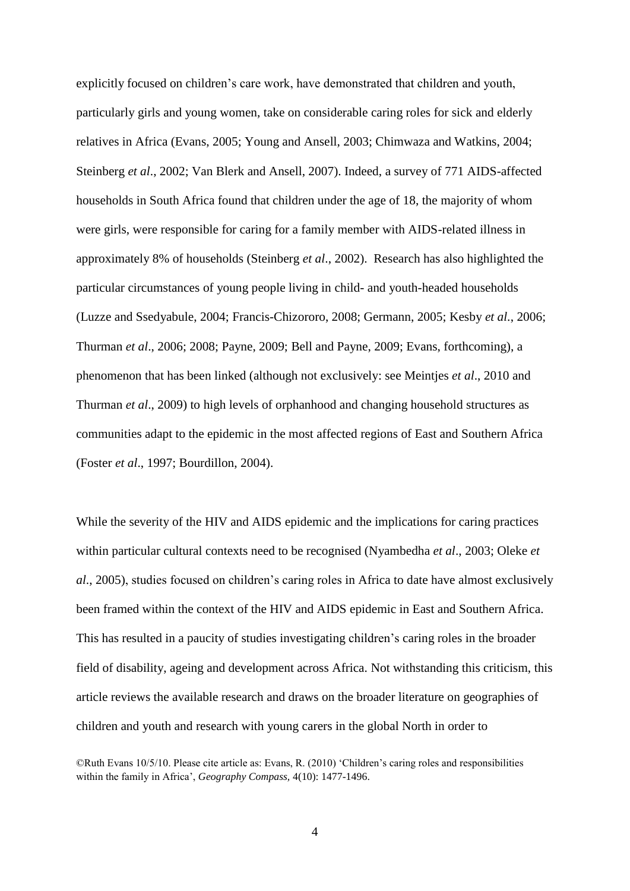explicitly focused on children's care work, have demonstrated that children and youth, particularly girls and young women, take on considerable caring roles for sick and elderly relatives in Africa (Evans, 2005; Young and Ansell, 2003; Chimwaza and Watkins, 2004; Steinberg *et al*., 2002; Van Blerk and Ansell, 2007). Indeed, a survey of 771 AIDS-affected households in South Africa found that children under the age of 18, the majority of whom were girls, were responsible for caring for a family member with AIDS-related illness in approximately 8% of households (Steinberg *et al*., 2002). Research has also highlighted the particular circumstances of young people living in child- and youth-headed households (Luzze and Ssedyabule, 2004; Francis-Chizororo, 2008; Germann, 2005; Kesby *et al*., 2006; Thurman *et al*., 2006; 2008; Payne, 2009; Bell and Payne, 2009; Evans, forthcoming), a phenomenon that has been linked (although not exclusively: see Meintjes *et al*., 2010 and Thurman *et al*., 2009) to high levels of orphanhood and changing household structures as communities adapt to the epidemic in the most affected regions of East and Southern Africa (Foster *et al*., 1997; Bourdillon, 2004).

While the severity of the HIV and AIDS epidemic and the implications for caring practices within particular cultural contexts need to be recognised (Nyambedha *et al*., 2003; Oleke *et al*., 2005), studies focused on children's caring roles in Africa to date have almost exclusively been framed within the context of the HIV and AIDS epidemic in East and Southern Africa. This has resulted in a paucity of studies investigating children's caring roles in the broader field of disability, ageing and development across Africa. Not withstanding this criticism, this article reviews the available research and draws on the broader literature on geographies of children and youth and research with young carers in the global North in order to

©Ruth Evans 10/5/10. Please cite article as: Evans, R. (2010) 'Children's caring roles and responsibilities within the family in Africa', *Geography Compass*, 4(10): 1477-1496.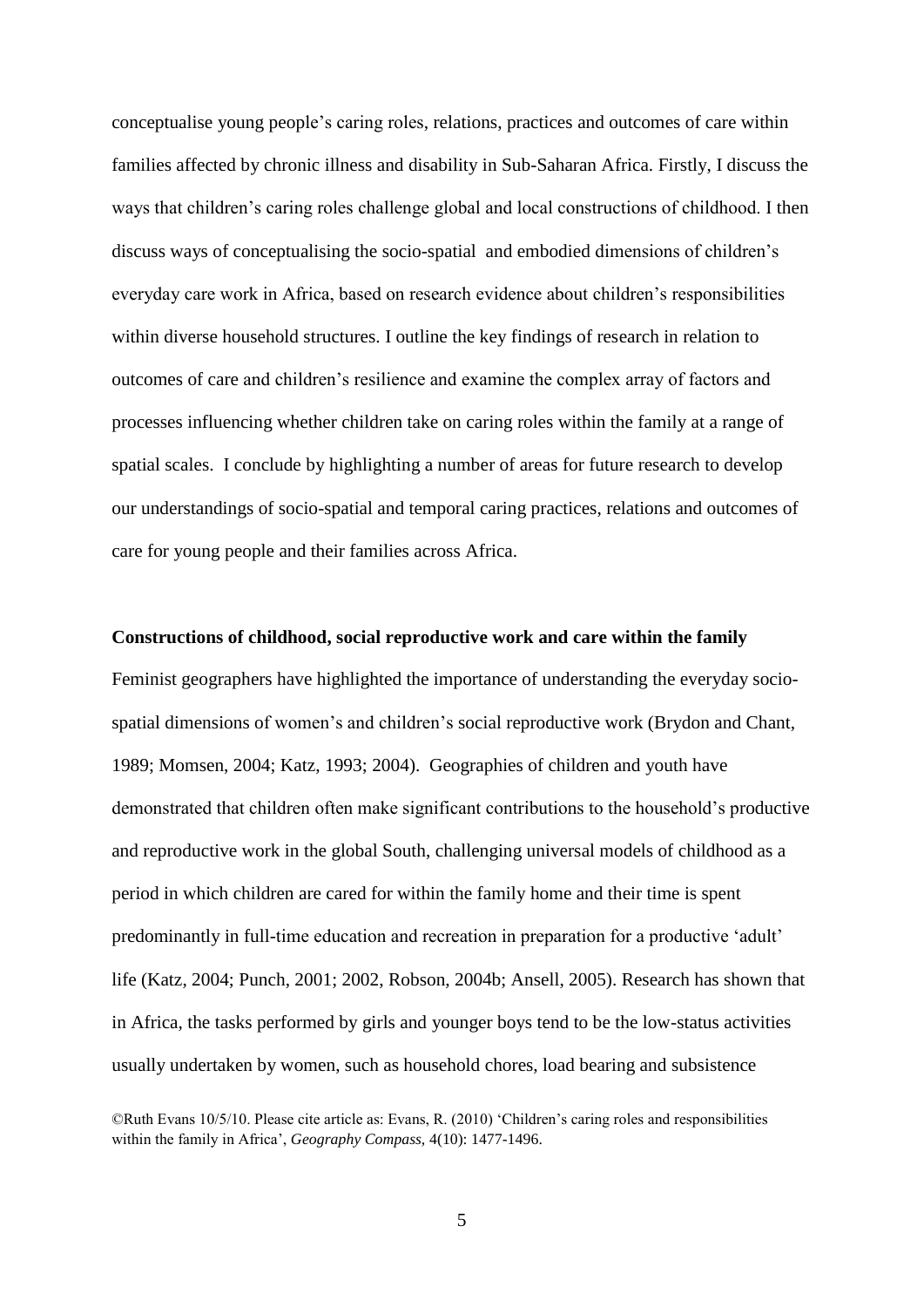conceptualise young people's caring roles, relations, practices and outcomes of care within families affected by chronic illness and disability in Sub-Saharan Africa. Firstly, I discuss the ways that children's caring roles challenge global and local constructions of childhood. I then discuss ways of conceptualising the socio-spatial and embodied dimensions of children's everyday care work in Africa, based on research evidence about children's responsibilities within diverse household structures. I outline the key findings of research in relation to outcomes of care and children's resilience and examine the complex array of factors and processes influencing whether children take on caring roles within the family at a range of spatial scales. I conclude by highlighting a number of areas for future research to develop our understandings of socio-spatial and temporal caring practices, relations and outcomes of care for young people and their families across Africa.

**Constructions of childhood, social reproductive work and care within the family**

Feminist geographers have highlighted the importance of understanding the everyday socio-spatial dimensions of women's and children's social reproductive work (Brydon and Chant, 1989; Momsen, 2004; Katz, 1993; 2004). Geographies of children and youth have demonstrated that children often make significant contributions to the household's productive and reproductive work in the global South, challenging universal models of childhood as a period in which children are cared for within the family home and their time is spent predominantly in full-time education and recreation in preparation for a productive 'adult' life (Katz, 2004; Punch, 2001; 2002, Robson, 2004b; Ansell, 2005). Research has shown that in Africa, the tasks performed by girls and younger boys tend to be the low-status activities usually undertaken by women, such as household chores, load bearing and subsistence

©Ruth Evans 10/5/10. Please cite article as: Evans, R. (2010) 'Children's caring roles and responsibilities within the family in Africa', *Geography Compass*, 4(10): 1477-1496.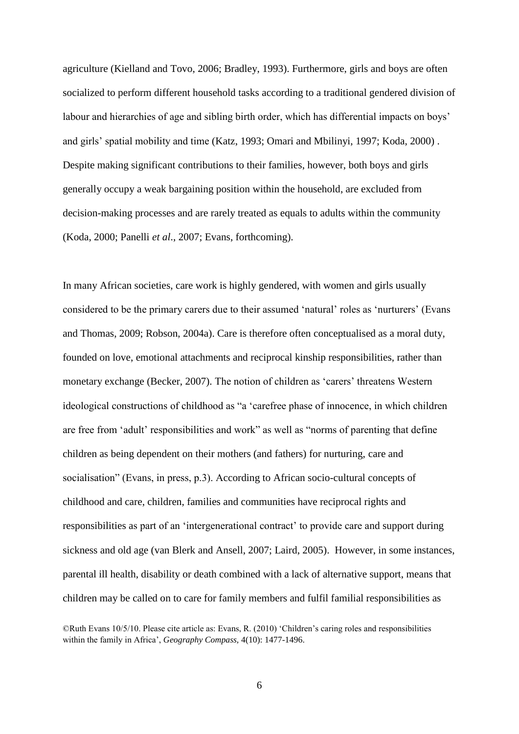agriculture (Kielland and Tovo, 2006; Bradley, 1993). Furthermore, girls and boys are often socialized to perform different household tasks according to a traditional gendered division of labour and hierarchies of age and sibling birth order, which has differential impacts on boys' and girls' spatial mobility and time (Katz, 1993; Omari and Mbilinyi, 1997; Koda, 2000) . Despite making significant contributions to their families, however, both boys and girls generally occupy a weak bargaining position within the household, are excluded from decision-making processes and are rarely treated as equals to adults within the community (Koda, 2000; Panelli *et al*., 2007; Evans, forthcoming).

In many African societies, care work is highly gendered, with women and girls usually considered to be the primary carers due to their assumed 'natural' roles as 'nurturers' (Evans and Thomas, 2009; Robson, 2004a). Care is therefore often conceptualised as a moral duty, founded on love, emotional attachments and reciprocal kinship responsibilities, rather than monetary exchange (Becker, 2007). The notion of children as 'carers' threatens Western ideological constructions of childhood as "a 'carefree phase of innocence, in which children are free from 'adult' responsibilities and work" as well as "norms of parenting that define children as being dependent on their mothers (and fathers) for nurturing, care and socialisation" (Evans, in press, p.3). According to African socio-cultural concepts of childhood and care, children, families and communities have reciprocal rights and responsibilities as part of an 'intergenerational contract' to provide care and support during sickness and old age (van Blerk and Ansell, 2007; Laird, 2005). However, in some instances, parental ill health, disability or death combined with a lack of alternative support, means that children may be called on to care for family members and fulfil familial responsibilities as

©Ruth Evans 10/5/10. Please cite article as: Evans, R. (2010) 'Children's caring roles and responsibilities within the family in Africa', *Geography Compass,* 4(10): 1477-1496.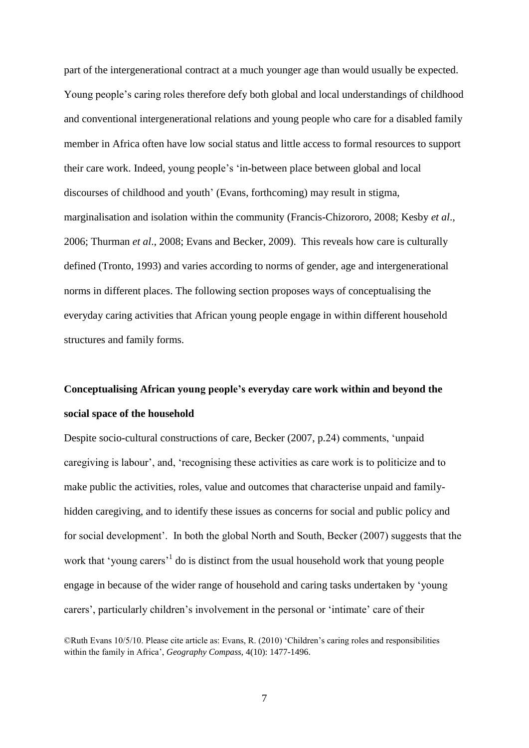part of the intergenerational contract at a much younger age than would usually be expected. Young people's caring roles therefore defy both global and local understandings of childhood and conventional intergenerational relations and young people who care for a disabled family member in Africa often have low social status and little access to formal resources to support their care work. Indeed, young people's 'in-between place between global and local discourses of childhood and youth' (Evans, forthcoming) may result in stigma, marginalisation and isolation within the community (Francis-Chizororo, 2008; Kesby *et al*., 2006; Thurman *et al*., 2008; Evans and Becker, 2009). This reveals how care is culturally defined (Tronto, 1993) and varies according to norms of gender, age and intergenerational norms in different places. The following section proposes ways of conceptualising the everyday caring activities that African young people engage in within different household structures and family forms.

## Conceptualising African young people's everyday care work within and beyond the social space of the household

Despite socio-cultural constructions of care, Becker (2007, p.24) comments, 'unpaid caregiving is labour', and, 'recognising these activities as care work is to politicize and to make public the activities, roles, value and outcomes that characterise unpaid and family-hidden caregiving, and to identify these issues as concerns for social and public policy and for social development'. In both the global North and South, Becker (2007) suggests that the work that 'young carers'[1] do is distinct from the usual household work that young people engage in because of the wider range of household and caring tasks undertaken by 'young carers', particularly children's involvement in the personal or 'intimate' care of their

©Ruth Evans 10/5/10. Please cite article as: Evans, R. (2010) 'Children's caring roles and responsibilities within the family in Africa', *Geography Compass,* 4(10): 1477-1496.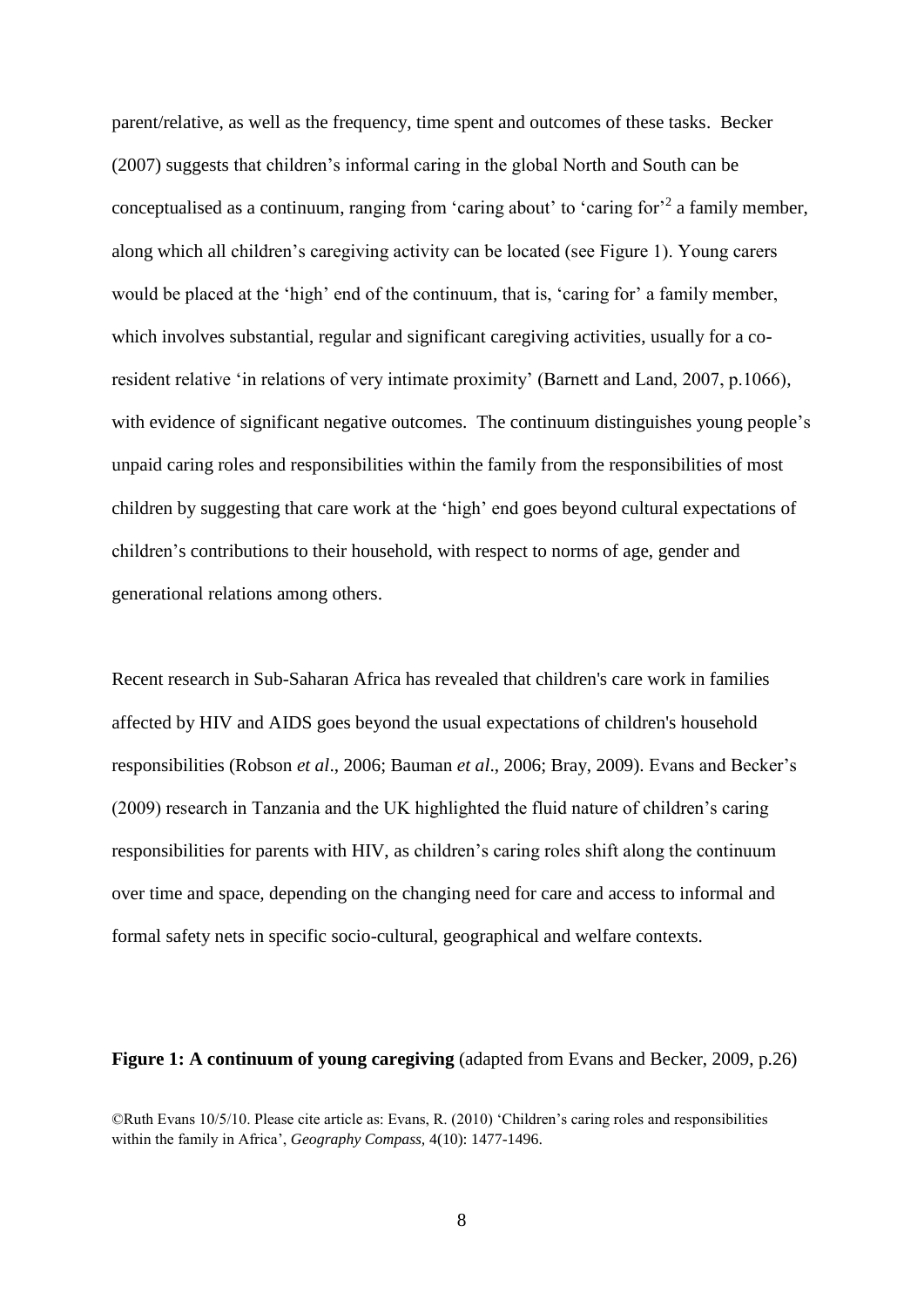parent/relative, as well as the frequency, time spent and outcomes of these tasks. Becker (2007) suggests that children's informal caring in the global North and South can be conceptualised as a continuum, ranging from 'caring about' to 'caring for'[2] a family member, along which all children's caregiving activity can be located (see Figure 1). Young carers would be placed at the 'high' end of the continuum, that is, 'caring for' a family member, which involves substantial, regular and significant caregiving activities, usually for a co-resident relative 'in relations of very intimate proximity' (Barnett and Land, 2007, p.1066), with evidence of significant negative outcomes. The continuum distinguishes young people's unpaid caring roles and responsibilities within the family from the responsibilities of most children by suggesting that care work at the 'high' end goes beyond cultural expectations of children's contributions to their household, with respect to norms of age, gender and generational relations among others.

Recent research in Sub-Saharan Africa has revealed that children's care work in families affected by HIV and AIDS goes beyond the usual expectations of children's household responsibilities (Robson *et al*., 2006; Bauman *et al*., 2006; Bray, 2009). Evans and Becker's (2009) research in Tanzania and the UK highlighted the fluid nature of children's caring responsibilities for parents with HIV, as children's caring roles shift along the continuum over time and space, depending on the changing need for care and access to informal and formal safety nets in specific socio-cultural, geographical and welfare contexts.

**Figure 1: A continuum of young caregiving** (adapted from Evans and Becker, 2009, p.26)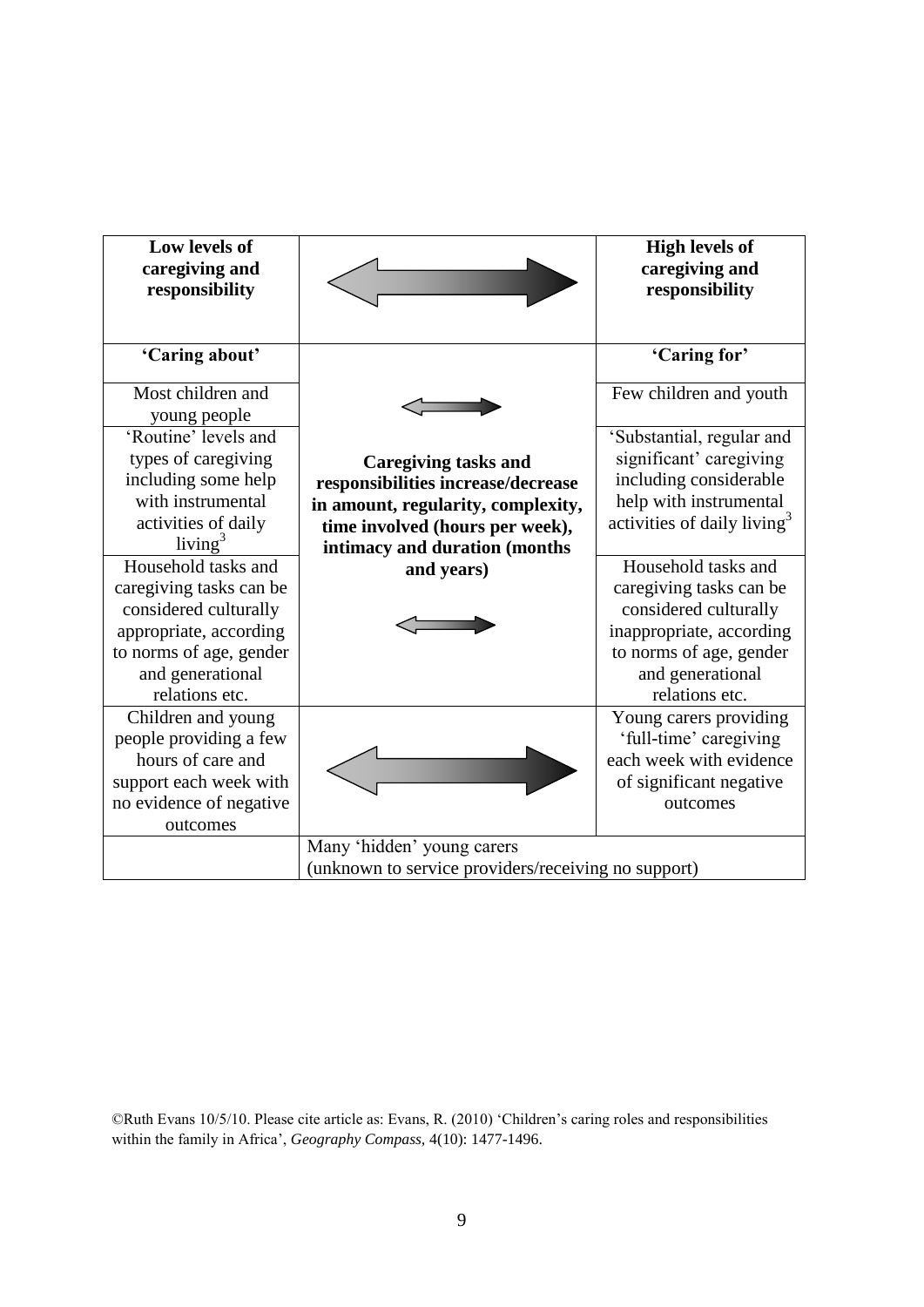| Low levels of caregiving and responsibility | ⟷ | High levels of caregiving and responsibility |
|---|---|---|
| 'Caring about' | | 'Caring for' |
| Most children and young people | ⟷ | Few children and youth |
| 'Routine' levels and types of caregiving including some help with instrumental activities of daily living[3] | **Caregiving tasks and responsibilities increase/decrease in amount, regularity, complexity, time involved (hours per week), intimacy and duration (months and years)** | 'Substantial, regular and significant' caregiving including considerable help with instrumental activities of daily living[3] |
| Household tasks and caregiving tasks can be considered culturally appropriate, according to norms of age, gender and generational relations etc. | ⟷ | Household tasks and caregiving tasks can be considered culturally inappropriate, according to norms of age, gender and generational relations etc. |
| Children and young people providing a few hours of care and support each week with no evidence of negative outcomes | ⟷ | Young carers providing 'full-time' caregiving each week with evidence of significant negative outcomes |
| | Many 'hidden' young carers (unknown to service providers/receiving no support) | |

©Ruth Evans 10/5/10. Please cite article as: Evans, R. (2010) 'Children's caring roles and responsibilities within the family in Africa', *Geography Compass*, 4(10): 1477-1496.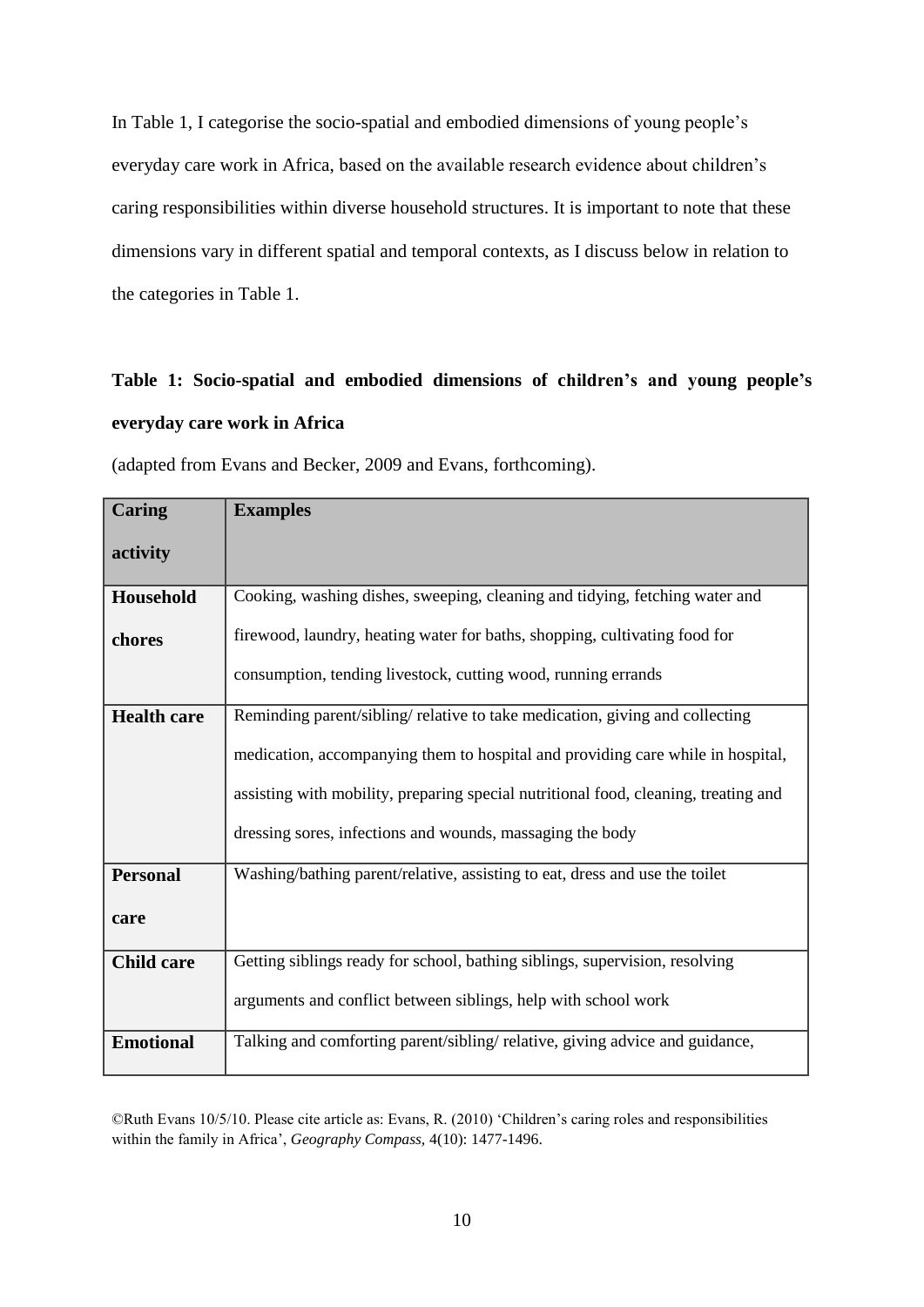In Table 1, I categorise the socio-spatial and embodied dimensions of young people's everyday care work in Africa, based on the available research evidence about children's caring responsibilities within diverse household structures. It is important to note that these dimensions vary in different spatial and temporal contexts, as I discuss below in relation to the categories in Table 1.

**Table 1: Socio-spatial and embodied dimensions of children's and young people's everyday care work in Africa**

(adapted from Evans and Becker, 2009 and Evans, forthcoming).

| Caring activity | Examples |
| --- | --- |
| **Household chores** | Cooking, washing dishes, sweeping, cleaning and tidying, fetching water and firewood, laundry, heating water for baths, shopping, cultivating food for consumption, tending livestock, cutting wood, running errands |
| **Health care** | Reminding parent/sibling/ relative to take medication, giving and collecting medication, accompanying them to hospital and providing care while in hospital, assisting with mobility, preparing special nutritional food, cleaning, treating and dressing sores, infections and wounds, massaging the body |
| **Personal care** | Washing/bathing parent/relative, assisting to eat, dress and use the toilet |
| **Child care** | Getting siblings ready for school, bathing siblings, supervision, resolving arguments and conflict between siblings, help with school work |
| **Emotional** | Talking and comforting parent/sibling/ relative, giving advice and guidance, |

©Ruth Evans 10/5/10. Please cite article as: Evans, R. (2010) 'Children's caring roles and responsibilities within the family in Africa', *Geography Compass*, 4(10): 1477-1496.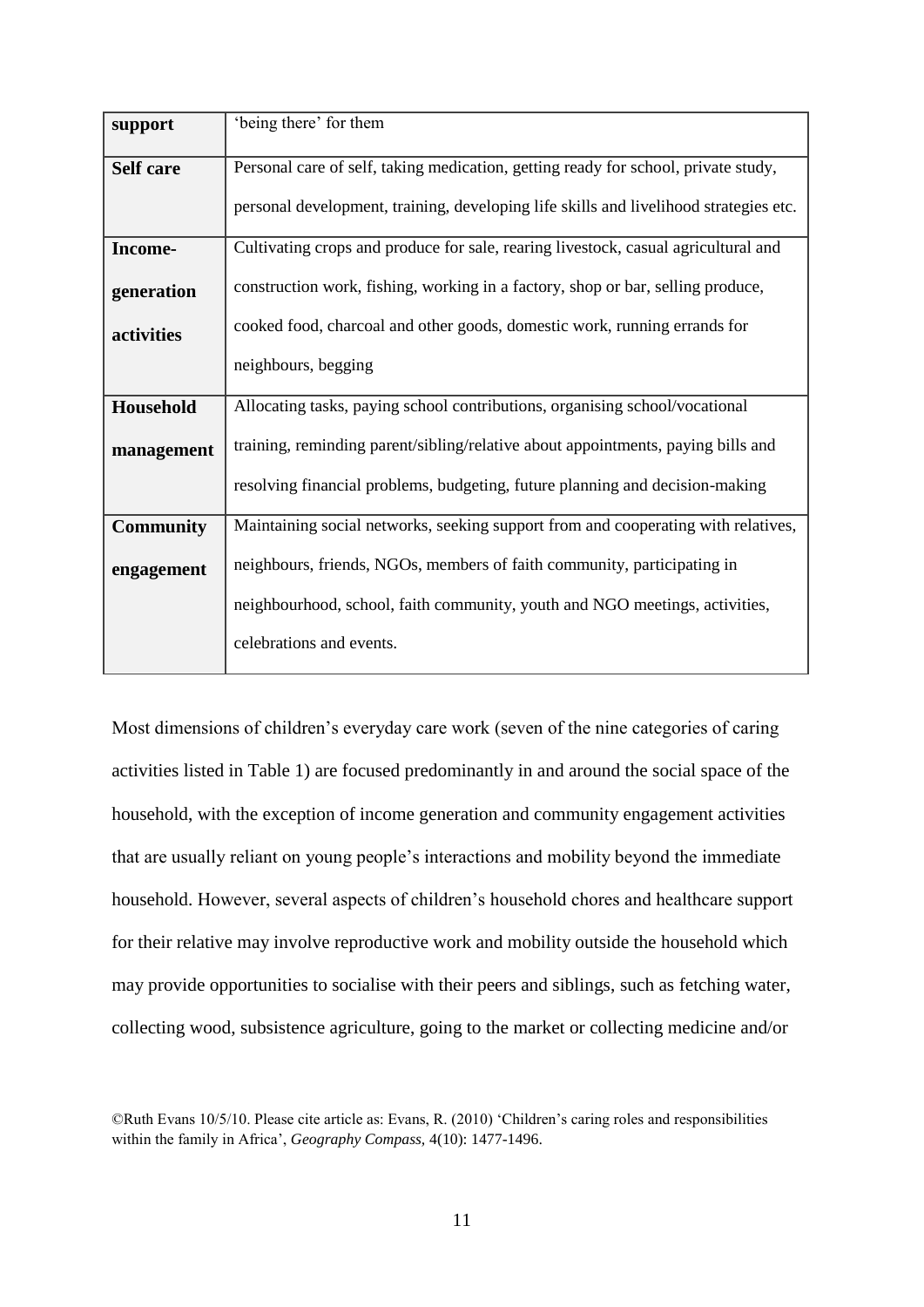| | |
|---|---|
| **support** | 'being there' for them |
| **Self care** | Personal care of self, taking medication, getting ready for school, private study, personal development, training, developing life skills and livelihood strategies etc. |
| **Income-generation activities** | Cultivating crops and produce for sale, rearing livestock, casual agricultural and construction work, fishing, working in a factory, shop or bar, selling produce, cooked food, charcoal and other goods, domestic work, running errands for neighbours, begging |
| **Household management** | Allocating tasks, paying school contributions, organising school/vocational training, reminding parent/sibling/relative about appointments, paying bills and resolving financial problems, budgeting, future planning and decision-making |
| **Community engagement** | Maintaining social networks, seeking support from and cooperating with relatives, neighbours, friends, NGOs, members of faith community, participating in neighbourhood, school, faith community, youth and NGO meetings, activities, celebrations and events. |

Most dimensions of children's everyday care work (seven of the nine categories of caring activities listed in Table 1) are focused predominantly in and around the social space of the household, with the exception of income generation and community engagement activities that are usually reliant on young people's interactions and mobility beyond the immediate household. However, several aspects of children's household chores and healthcare support for their relative may involve reproductive work and mobility outside the household which may provide opportunities to socialise with their peers and siblings, such as fetching water, collecting wood, subsistence agriculture, going to the market or collecting medicine and/or

©Ruth Evans 10/5/10. Please cite article as: Evans, R. (2010) 'Children's caring roles and responsibilities within the family in Africa', *Geography Compass*, 4(10): 1477-1496.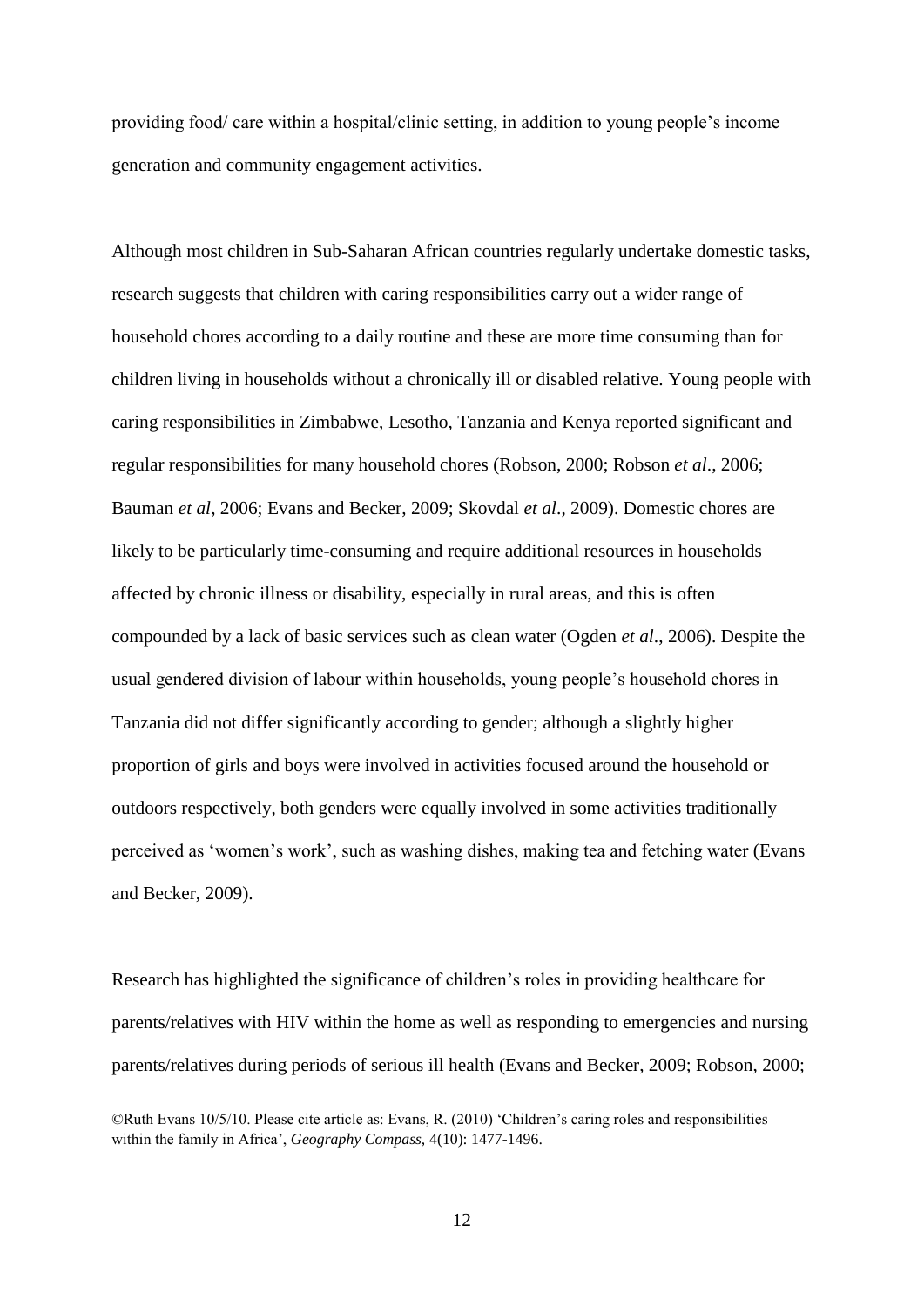providing food/ care within a hospital/clinic setting, in addition to young people's income generation and community engagement activities.

Although most children in Sub-Saharan African countries regularly undertake domestic tasks, research suggests that children with caring responsibilities carry out a wider range of household chores according to a daily routine and these are more time consuming than for children living in households without a chronically ill or disabled relative. Young people with caring responsibilities in Zimbabwe, Lesotho, Tanzania and Kenya reported significant and regular responsibilities for many household chores (Robson, 2000; Robson *et al*., 2006; Bauman *et al*, 2006; Evans and Becker, 2009; Skovdal *et al*., 2009). Domestic chores are likely to be particularly time-consuming and require additional resources in households affected by chronic illness or disability, especially in rural areas, and this is often compounded by a lack of basic services such as clean water (Ogden *et al*., 2006). Despite the usual gendered division of labour within households, young people's household chores in Tanzania did not differ significantly according to gender; although a slightly higher proportion of girls and boys were involved in activities focused around the household or outdoors respectively, both genders were equally involved in some activities traditionally perceived as 'women's work', such as washing dishes, making tea and fetching water (Evans and Becker, 2009).

Research has highlighted the significance of children's roles in providing healthcare for parents/relatives with HIV within the home as well as responding to emergencies and nursing parents/relatives during periods of serious ill health (Evans and Becker, 2009; Robson, 2000;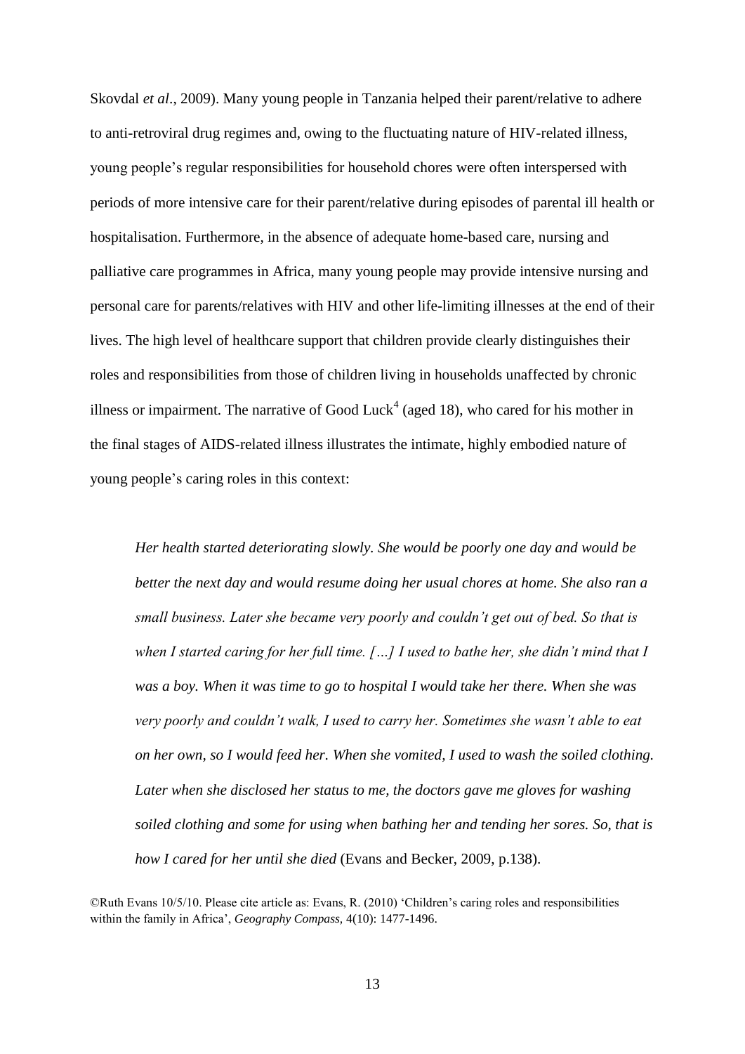Skovdal *et al*., 2009). Many young people in Tanzania helped their parent/relative to adhere to anti-retroviral drug regimes and, owing to the fluctuating nature of HIV-related illness, young people's regular responsibilities for household chores were often interspersed with periods of more intensive care for their parent/relative during episodes of parental ill health or hospitalisation. Furthermore, in the absence of adequate home-based care, nursing and palliative care programmes in Africa, many young people may provide intensive nursing and personal care for parents/relatives with HIV and other life-limiting illnesses at the end of their lives. The high level of healthcare support that children provide clearly distinguishes their roles and responsibilities from those of children living in households unaffected by chronic illness or impairment. The narrative of Good Luck[4] (aged 18), who cared for his mother in the final stages of AIDS-related illness illustrates the intimate, highly embodied nature of young people's caring roles in this context:

> *Her health started deteriorating slowly. She would be poorly one day and would be better the next day and would resume doing her usual chores at home. She also ran a small business. Later she became very poorly and couldn't get out of bed. So that is when I started caring for her full time. […] I used to bathe her, she didn't mind that I was a boy. When it was time to go to hospital I would take her there. When she was very poorly and couldn't walk, I used to carry her. Sometimes she wasn't able to eat on her own, so I would feed her. When she vomited, I used to wash the soiled clothing. Later when she disclosed her status to me, the doctors gave me gloves for washing soiled clothing and some for using when bathing her and tending her sores. So, that is how I cared for her until she died* (Evans and Becker, 2009, p.138).

©Ruth Evans 10/5/10. Please cite article as: Evans, R. (2010) 'Children's caring roles and responsibilities within the family in Africa', *Geography Compass*, 4(10): 1477-1496.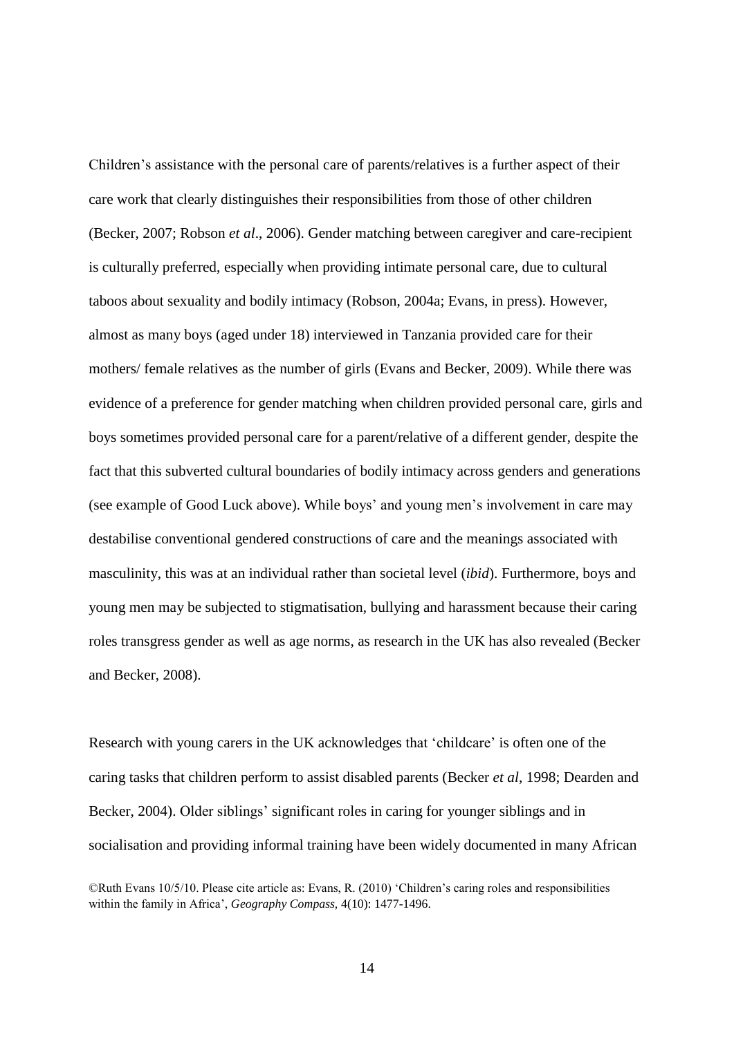Children's assistance with the personal care of parents/relatives is a further aspect of their care work that clearly distinguishes their responsibilities from those of other children (Becker, 2007; Robson *et al*., 2006). Gender matching between caregiver and care-recipient is culturally preferred, especially when providing intimate personal care, due to cultural taboos about sexuality and bodily intimacy (Robson, 2004a; Evans, in press). However, almost as many boys (aged under 18) interviewed in Tanzania provided care for their mothers/ female relatives as the number of girls (Evans and Becker, 2009). While there was evidence of a preference for gender matching when children provided personal care, girls and boys sometimes provided personal care for a parent/relative of a different gender, despite the fact that this subverted cultural boundaries of bodily intimacy across genders and generations (see example of Good Luck above). While boys' and young men's involvement in care may destabilise conventional gendered constructions of care and the meanings associated with masculinity, this was at an individual rather than societal level (*ibid*). Furthermore, boys and young men may be subjected to stigmatisation, bullying and harassment because their caring roles transgress gender as well as age norms, as research in the UK has also revealed (Becker and Becker, 2008).

Research with young carers in the UK acknowledges that 'childcare' is often one of the caring tasks that children perform to assist disabled parents (Becker *et al*, 1998; Dearden and Becker, 2004). Older siblings' significant roles in caring for younger siblings and in socialisation and providing informal training have been widely documented in many African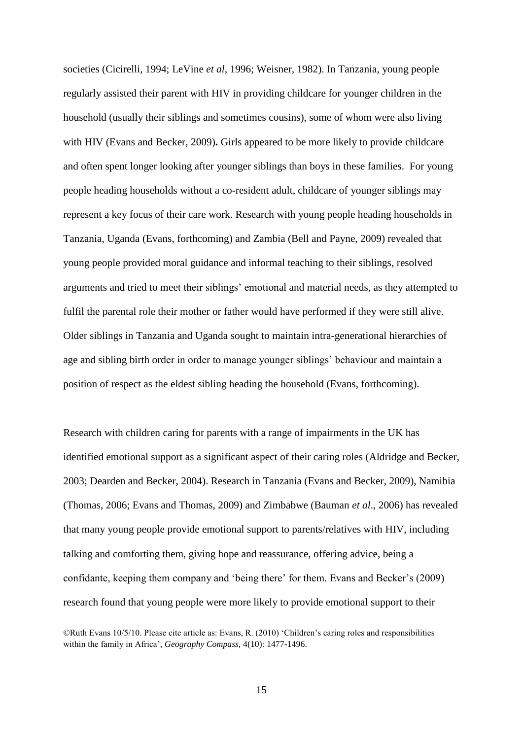societies (Cicirelli, 1994; LeVine *et al*, 1996; Weisner, 1982). In Tanzania, young people regularly assisted their parent with HIV in providing childcare for younger children in the household (usually their siblings and sometimes cousins), some of whom were also living with HIV (Evans and Becker, 2009). Girls appeared to be more likely to provide childcare and often spent longer looking after younger siblings than boys in these families. For young people heading households without a co-resident adult, childcare of younger siblings may represent a key focus of their care work. Research with young people heading households in Tanzania, Uganda (Evans, forthcoming) and Zambia (Bell and Payne, 2009) revealed that young people provided moral guidance and informal teaching to their siblings, resolved arguments and tried to meet their siblings' emotional and material needs, as they attempted to fulfil the parental role their mother or father would have performed if they were still alive. Older siblings in Tanzania and Uganda sought to maintain intra-generational hierarchies of age and sibling birth order in order to manage younger siblings' behaviour and maintain a position of respect as the eldest sibling heading the household (Evans, forthcoming).

Research with children caring for parents with a range of impairments in the UK has identified emotional support as a significant aspect of their caring roles (Aldridge and Becker, 2003; Dearden and Becker, 2004). Research in Tanzania (Evans and Becker, 2009), Namibia (Thomas, 2006; Evans and Thomas, 2009) and Zimbabwe (Bauman *et al*., 2006) has revealed that many young people provide emotional support to parents/relatives with HIV, including talking and comforting them, giving hope and reassurance, offering advice, being a confidante, keeping them company and 'being there' for them. Evans and Becker's (2009) research found that young people were more likely to provide emotional support to their

©Ruth Evans 10/5/10. Please cite article as: Evans, R. (2010) 'Children's caring roles and responsibilities within the family in Africa', *Geography Compass,* 4(10): 1477-1496.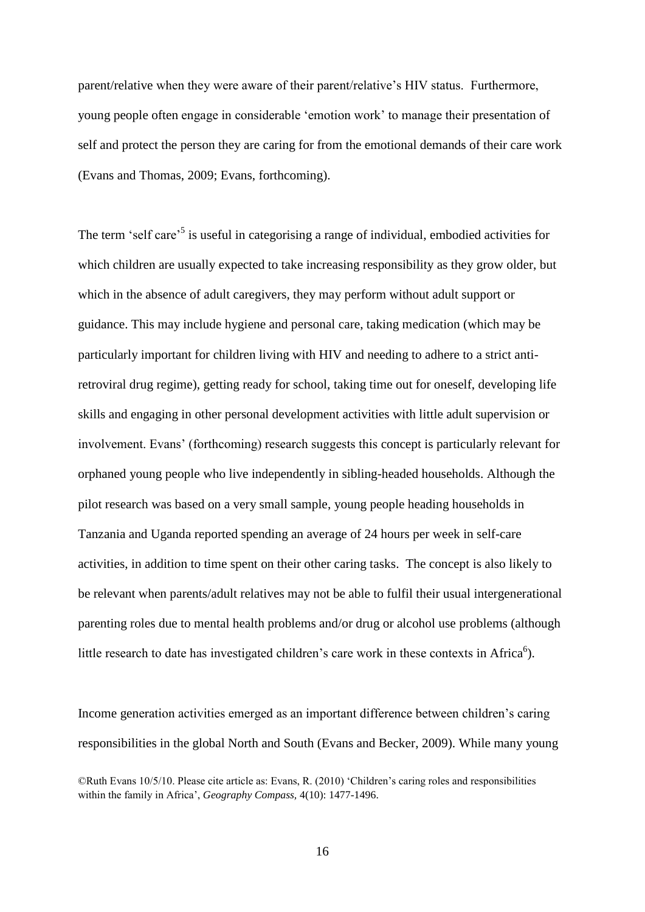parent/relative when they were aware of their parent/relative's HIV status. Furthermore, young people often engage in considerable 'emotion work' to manage their presentation of self and protect the person they are caring for from the emotional demands of their care work (Evans and Thomas, 2009; Evans, forthcoming).

The term 'self care'[5] is useful in categorising a range of individual, embodied activities for which children are usually expected to take increasing responsibility as they grow older, but which in the absence of adult caregivers, they may perform without adult support or guidance. This may include hygiene and personal care, taking medication (which may be particularly important for children living with HIV and needing to adhere to a strict anti-retroviral drug regime), getting ready for school, taking time out for oneself, developing life skills and engaging in other personal development activities with little adult supervision or involvement. Evans' (forthcoming) research suggests this concept is particularly relevant for orphaned young people who live independently in sibling-headed households. Although the pilot research was based on a very small sample, young people heading households in Tanzania and Uganda reported spending an average of 24 hours per week in self-care activities, in addition to time spent on their other caring tasks. The concept is also likely to be relevant when parents/adult relatives may not be able to fulfil their usual intergenerational parenting roles due to mental health problems and/or drug or alcohol use problems (although little research to date has investigated children's care work in these contexts in Africa[6]).

Income generation activities emerged as an important difference between children's caring responsibilities in the global North and South (Evans and Becker, 2009). While many young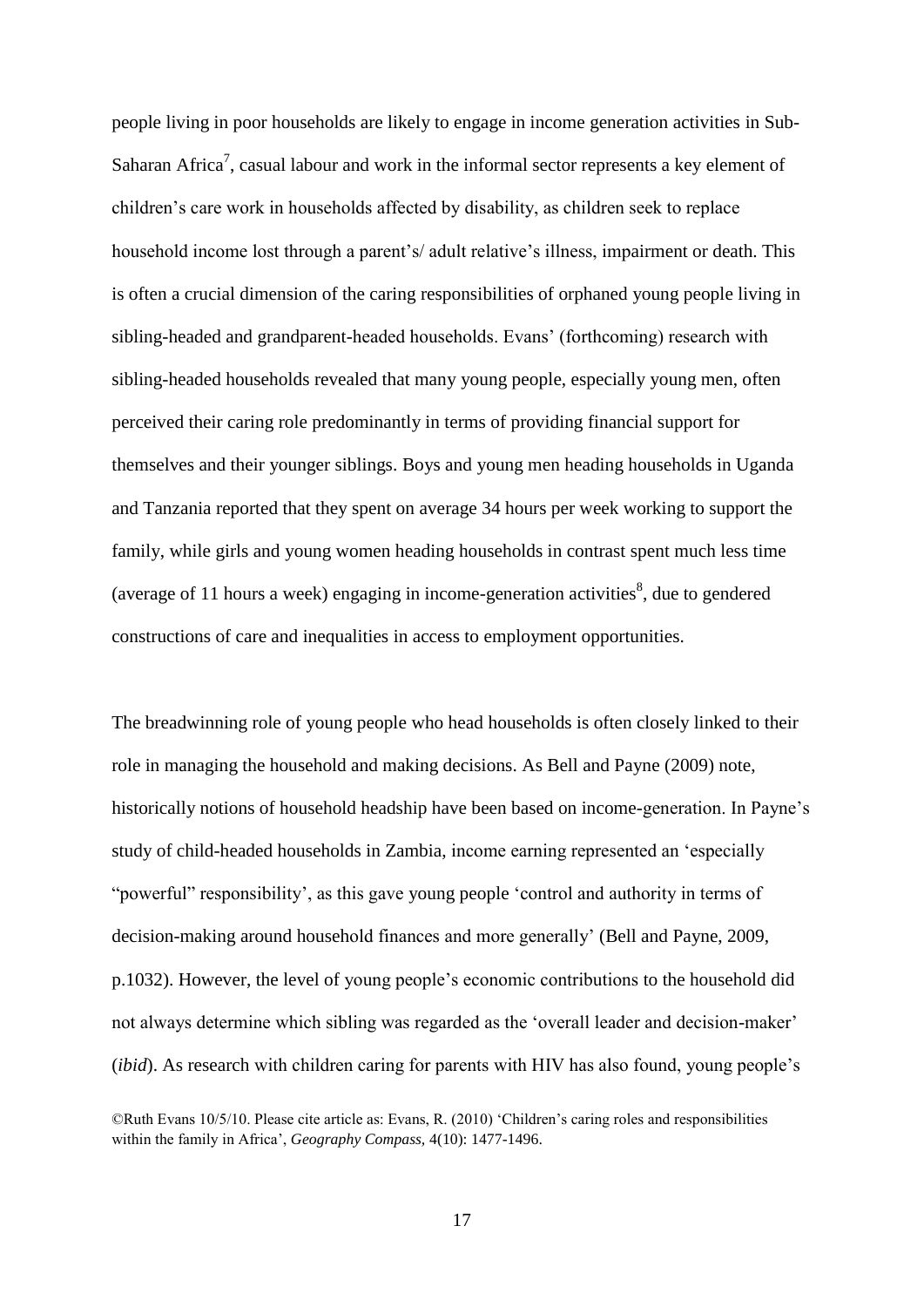people living in poor households are likely to engage in income generation activities in Sub-Saharan Africa[7], casual labour and work in the informal sector represents a key element of children's care work in households affected by disability, as children seek to replace household income lost through a parent's/ adult relative's illness, impairment or death. This is often a crucial dimension of the caring responsibilities of orphaned young people living in sibling-headed and grandparent-headed households. Evans' (forthcoming) research with sibling-headed households revealed that many young people, especially young men, often perceived their caring role predominantly in terms of providing financial support for themselves and their younger siblings. Boys and young men heading households in Uganda and Tanzania reported that they spent on average 34 hours per week working to support the family, while girls and young women heading households in contrast spent much less time (average of 11 hours a week) engaging in income-generation activities[8], due to gendered constructions of care and inequalities in access to employment opportunities.

The breadwinning role of young people who head households is often closely linked to their role in managing the household and making decisions. As Bell and Payne (2009) note, historically notions of household headship have been based on income-generation. In Payne's study of child-headed households in Zambia, income earning represented an 'especially "powerful" responsibility', as this gave young people 'control and authority in terms of decision-making around household finances and more generally' (Bell and Payne, 2009, p.1032). However, the level of young people's economic contributions to the household did not always determine which sibling was regarded as the 'overall leader and decision-maker' (*ibid*). As research with children caring for parents with HIV has also found, young people's

©Ruth Evans 10/5/10. Please cite article as: Evans, R. (2010) 'Children's caring roles and responsibilities within the family in Africa', *Geography Compass*, 4(10): 1477-1496.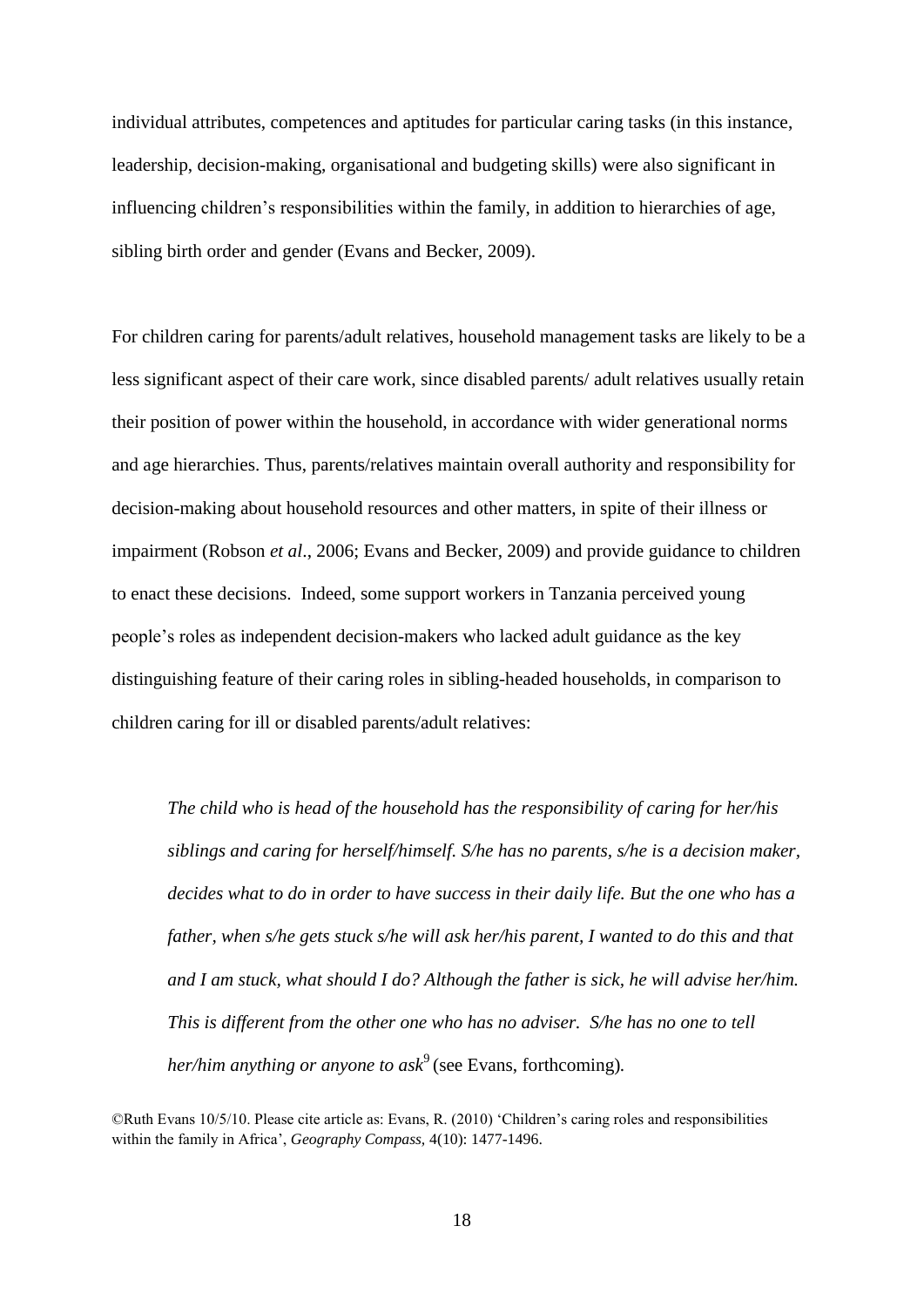individual attributes, competences and aptitudes for particular caring tasks (in this instance, leadership, decision-making, organisational and budgeting skills) were also significant in influencing children's responsibilities within the family, in addition to hierarchies of age, sibling birth order and gender (Evans and Becker, 2009).

For children caring for parents/adult relatives, household management tasks are likely to be a less significant aspect of their care work, since disabled parents/ adult relatives usually retain their position of power within the household, in accordance with wider generational norms and age hierarchies. Thus, parents/relatives maintain overall authority and responsibility for decision-making about household resources and other matters, in spite of their illness or impairment (Robson *et al*., 2006; Evans and Becker, 2009) and provide guidance to children to enact these decisions. Indeed, some support workers in Tanzania perceived young people's roles as independent decision-makers who lacked adult guidance as the key distinguishing feature of their caring roles in sibling-headed households, in comparison to children caring for ill or disabled parents/adult relatives:

> *The child who is head of the household has the responsibility of caring for her/his siblings and caring for herself/himself. S/he has no parents, s/he is a decision maker, decides what to do in order to have success in their daily life. But the one who has a father, when s/he gets stuck s/he will ask her/his parent, I wanted to do this and that and I am stuck, what should I do? Although the father is sick, he will advise her/him. This is different from the other one who has no adviser. S/he has no one to tell her/him anything or anyone to ask*[9] (see Evans, forthcoming).

©Ruth Evans 10/5/10. Please cite article as: Evans, R. (2010) 'Children's caring roles and responsibilities within the family in Africa', *Geography Compass*, 4(10): 1477-1496.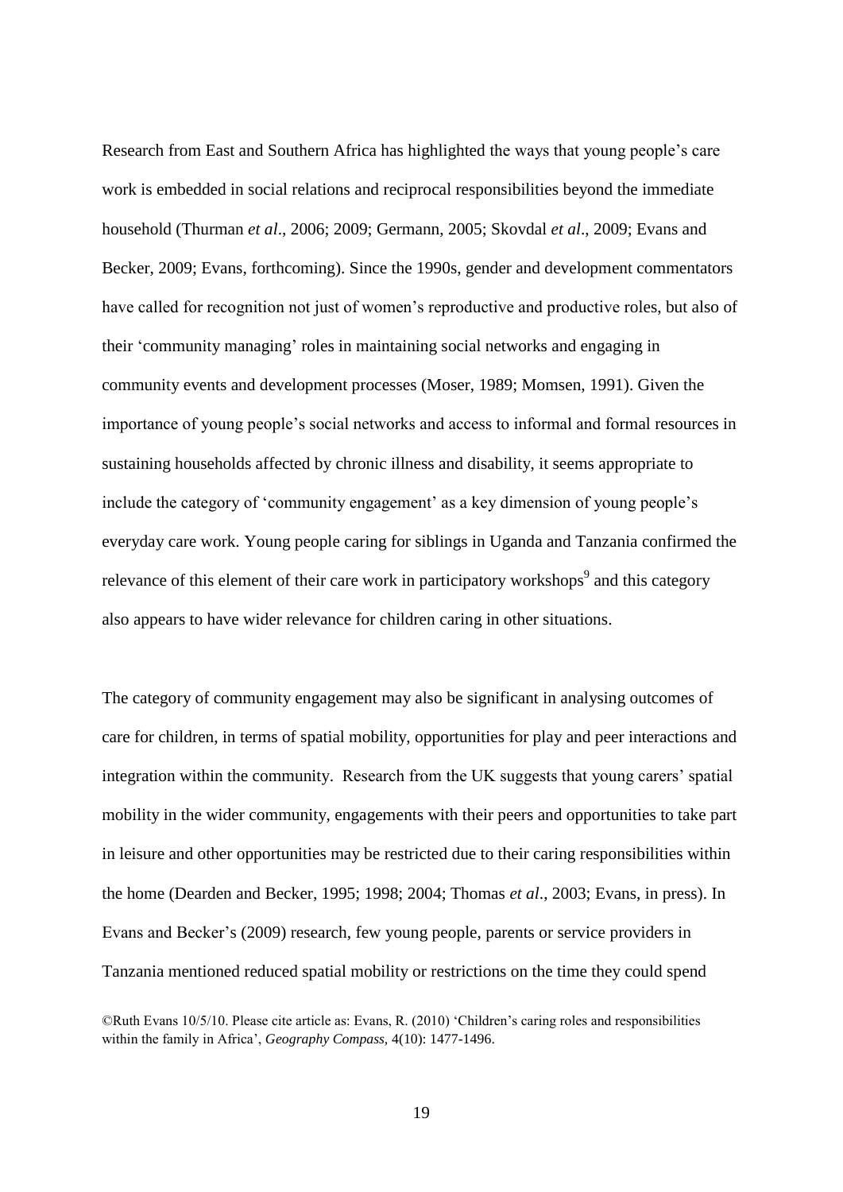Research from East and Southern Africa has highlighted the ways that young people's care work is embedded in social relations and reciprocal responsibilities beyond the immediate household (Thurman *et al*., 2006; 2009; Germann, 2005; Skovdal *et al*., 2009; Evans and Becker, 2009; Evans, forthcoming). Since the 1990s, gender and development commentators have called for recognition not just of women's reproductive and productive roles, but also of their 'community managing' roles in maintaining social networks and engaging in community events and development processes (Moser, 1989; Momsen, 1991). Given the importance of young people's social networks and access to informal and formal resources in sustaining households affected by chronic illness and disability, it seems appropriate to include the category of 'community engagement' as a key dimension of young people's everyday care work. Young people caring for siblings in Uganda and Tanzania confirmed the relevance of this element of their care work in participatory workshops[9] and this category also appears to have wider relevance for children caring in other situations.

The category of community engagement may also be significant in analysing outcomes of care for children, in terms of spatial mobility, opportunities for play and peer interactions and integration within the community. Research from the UK suggests that young carers' spatial mobility in the wider community, engagements with their peers and opportunities to take part in leisure and other opportunities may be restricted due to their caring responsibilities within the home (Dearden and Becker, 1995; 1998; 2004; Thomas *et al*., 2003; Evans, in press). In Evans and Becker's (2009) research, few young people, parents or service providers in Tanzania mentioned reduced spatial mobility or restrictions on the time they could spend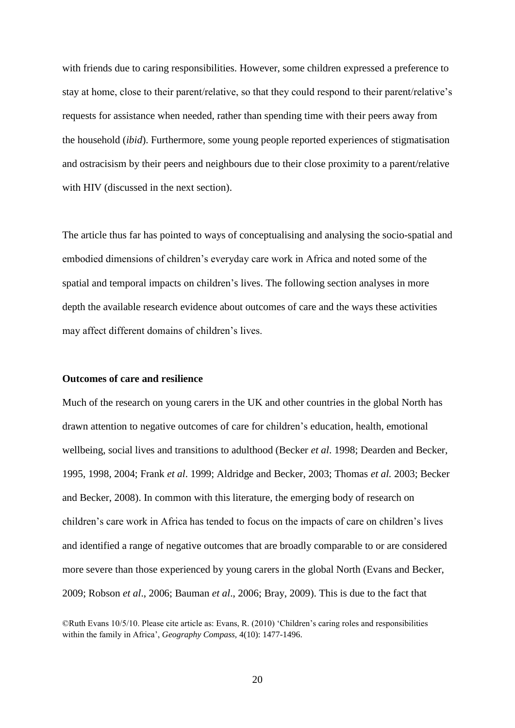with friends due to caring responsibilities. However, some children expressed a preference to stay at home, close to their parent/relative, so that they could respond to their parent/relative's requests for assistance when needed, rather than spending time with their peers away from the household (*ibid*). Furthermore, some young people reported experiences of stigmatisation and ostracisism by their peers and neighbours due to their close proximity to a parent/relative with HIV (discussed in the next section).

The article thus far has pointed to ways of conceptualising and analysing the socio-spatial and embodied dimensions of children's everyday care work in Africa and noted some of the spatial and temporal impacts on children's lives. The following section analyses in more depth the available research evidence about outcomes of care and the ways these activities may affect different domains of children's lives.

**Outcomes of care and resilience**

Much of the research on young carers in the UK and other countries in the global North has drawn attention to negative outcomes of care for children's education, health, emotional wellbeing, social lives and transitions to adulthood (Becker *et al*. 1998; Dearden and Becker, 1995, 1998, 2004; Frank *et al*. 1999; Aldridge and Becker, 2003; Thomas *et al.* 2003; Becker and Becker, 2008). In common with this literature, the emerging body of research on children's care work in Africa has tended to focus on the impacts of care on children's lives and identified a range of negative outcomes that are broadly comparable to or are considered more severe than those experienced by young carers in the global North (Evans and Becker, 2009; Robson *et al*., 2006; Bauman *et al*., 2006; Bray, 2009). This is due to the fact that

©Ruth Evans 10/5/10. Please cite article as: Evans, R. (2010) 'Children's caring roles and responsibilities within the family in Africa', *Geography Compass,* 4(10): 1477-1496.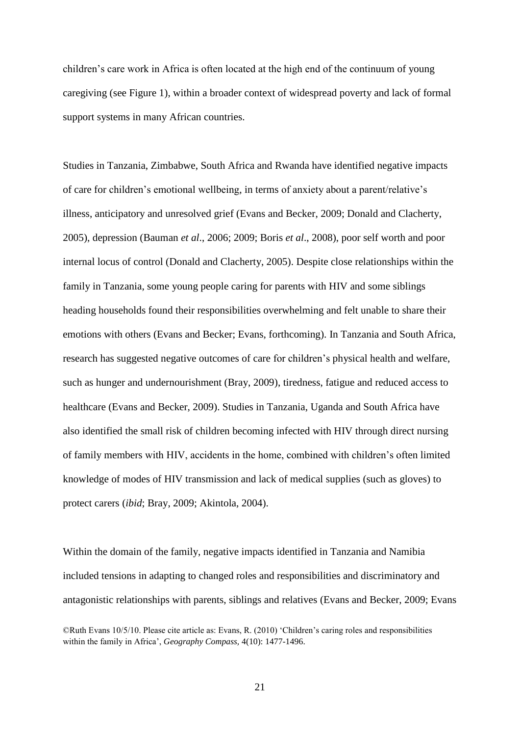children's care work in Africa is often located at the high end of the continuum of young caregiving (see Figure 1), within a broader context of widespread poverty and lack of formal support systems in many African countries.

Studies in Tanzania, Zimbabwe, South Africa and Rwanda have identified negative impacts of care for children's emotional wellbeing, in terms of anxiety about a parent/relative's illness, anticipatory and unresolved grief (Evans and Becker, 2009; Donald and Clacherty, 2005), depression (Bauman *et al*., 2006; 2009; Boris *et al*., 2008), poor self worth and poor internal locus of control (Donald and Clacherty, 2005). Despite close relationships within the family in Tanzania, some young people caring for parents with HIV and some siblings heading households found their responsibilities overwhelming and felt unable to share their emotions with others (Evans and Becker; Evans, forthcoming). In Tanzania and South Africa, research has suggested negative outcomes of care for children's physical health and welfare, such as hunger and undernourishment (Bray, 2009), tiredness, fatigue and reduced access to healthcare (Evans and Becker, 2009). Studies in Tanzania, Uganda and South Africa have also identified the small risk of children becoming infected with HIV through direct nursing of family members with HIV, accidents in the home, combined with children's often limited knowledge of modes of HIV transmission and lack of medical supplies (such as gloves) to protect carers (*ibid*; Bray, 2009; Akintola, 2004).

Within the domain of the family, negative impacts identified in Tanzania and Namibia included tensions in adapting to changed roles and responsibilities and discriminatory and antagonistic relationships with parents, siblings and relatives (Evans and Becker, 2009; Evans

©Ruth Evans 10/5/10. Please cite article as: Evans, R. (2010) 'Children's caring roles and responsibilities within the family in Africa', *Geography Compass*, 4(10): 1477-1496.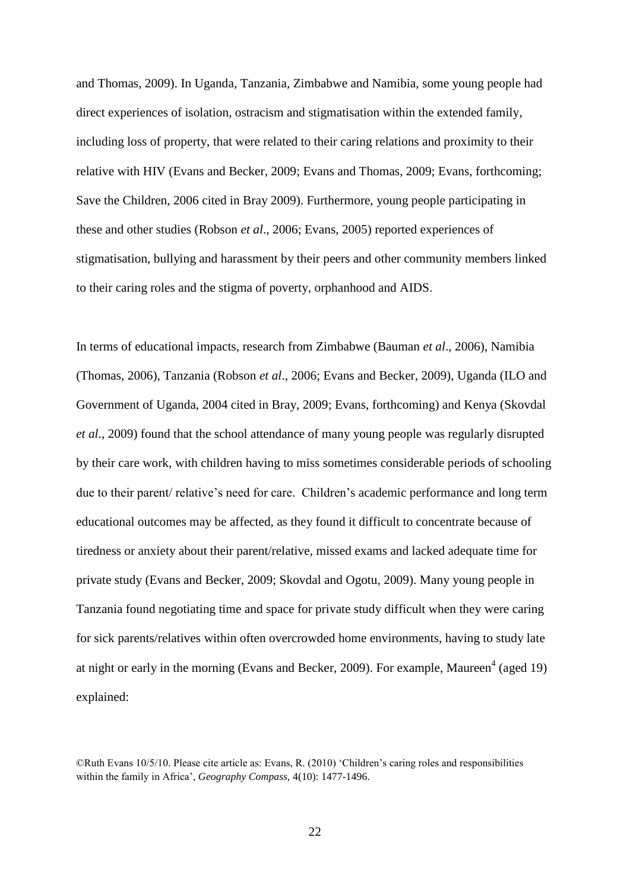and Thomas, 2009). In Uganda, Tanzania, Zimbabwe and Namibia, some young people had direct experiences of isolation, ostracism and stigmatisation within the extended family, including loss of property, that were related to their caring relations and proximity to their relative with HIV (Evans and Becker, 2009; Evans and Thomas, 2009; Evans, forthcoming; Save the Children, 2006 cited in Bray 2009). Furthermore, young people participating in these and other studies (Robson *et al*., 2006; Evans, 2005) reported experiences of stigmatisation, bullying and harassment by their peers and other community members linked to their caring roles and the stigma of poverty, orphanhood and AIDS.

In terms of educational impacts, research from Zimbabwe (Bauman *et al*., 2006), Namibia (Thomas, 2006), Tanzania (Robson *et al*., 2006; Evans and Becker, 2009), Uganda (ILO and Government of Uganda, 2004 cited in Bray, 2009; Evans, forthcoming) and Kenya (Skovdal *et al*., 2009) found that the school attendance of many young people was regularly disrupted by their care work, with children having to miss sometimes considerable periods of schooling due to their parent/ relative's need for care. Children's academic performance and long term educational outcomes may be affected, as they found it difficult to concentrate because of tiredness or anxiety about their parent/relative, missed exams and lacked adequate time for private study (Evans and Becker, 2009; Skovdal and Ogotu, 2009). Many young people in Tanzania found negotiating time and space for private study difficult when they were caring for sick parents/relatives within often overcrowded home environments, having to study late at night or early in the morning (Evans and Becker, 2009). For example, Maureen[4] (aged 19) explained:

©Ruth Evans 10/5/10. Please cite article as: Evans, R. (2010) 'Children's caring roles and responsibilities within the family in Africa', *Geography Compass*, 4(10): 1477-1496.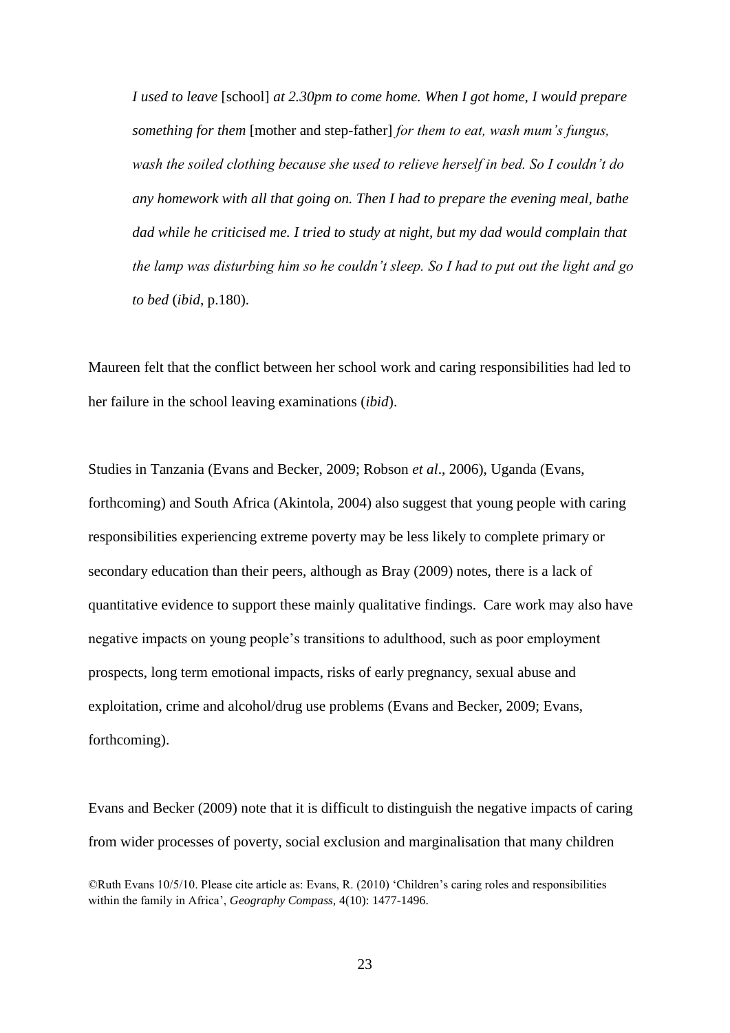> *I used to leave* [school] *at 2.30pm to come home. When I got home, I would prepare something for them* [mother and step-father] *for them to eat, wash mum's fungus, wash the soiled clothing because she used to relieve herself in bed. So I couldn't do any homework with all that going on. Then I had to prepare the evening meal, bathe dad while he criticised me. I tried to study at night, but my dad would complain that the lamp was disturbing him so he couldn't sleep. So I had to put out the light and go to bed* (*ibid*, p.180).

Maureen felt that the conflict between her school work and caring responsibilities had led to her failure in the school leaving examinations (*ibid*).

Studies in Tanzania (Evans and Becker, 2009; Robson *et al*., 2006), Uganda (Evans, forthcoming) and South Africa (Akintola, 2004) also suggest that young people with caring responsibilities experiencing extreme poverty may be less likely to complete primary or secondary education than their peers, although as Bray (2009) notes, there is a lack of quantitative evidence to support these mainly qualitative findings. Care work may also have negative impacts on young people's transitions to adulthood, such as poor employment prospects, long term emotional impacts, risks of early pregnancy, sexual abuse and exploitation, crime and alcohol/drug use problems (Evans and Becker, 2009; Evans, forthcoming).

Evans and Becker (2009) note that it is difficult to distinguish the negative impacts of caring from wider processes of poverty, social exclusion and marginalisation that many children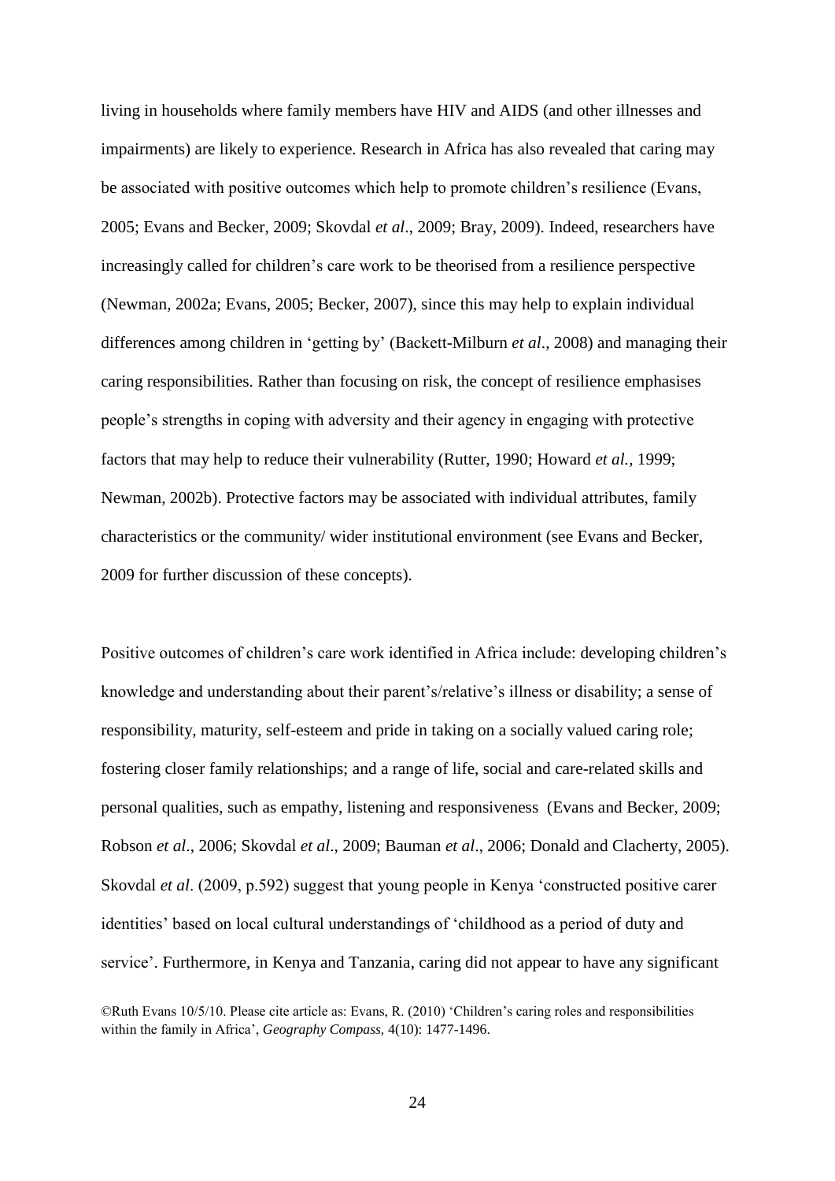living in households where family members have HIV and AIDS (and other illnesses and impairments) are likely to experience. Research in Africa has also revealed that caring may be associated with positive outcomes which help to promote children's resilience (Evans, 2005; Evans and Becker, 2009; Skovdal *et al*., 2009; Bray, 2009). Indeed, researchers have increasingly called for children's care work to be theorised from a resilience perspective (Newman, 2002a; Evans, 2005; Becker, 2007), since this may help to explain individual differences among children in 'getting by' (Backett-Milburn *et al*., 2008) and managing their caring responsibilities. Rather than focusing on risk, the concept of resilience emphasises people's strengths in coping with adversity and their agency in engaging with protective factors that may help to reduce their vulnerability (Rutter, 1990; Howard *et al.,* 1999; Newman, 2002b). Protective factors may be associated with individual attributes, family characteristics or the community/ wider institutional environment (see Evans and Becker, 2009 for further discussion of these concepts).

Positive outcomes of children's care work identified in Africa include: developing children's knowledge and understanding about their parent's/relative's illness or disability; a sense of responsibility, maturity, self-esteem and pride in taking on a socially valued caring role; fostering closer family relationships; and a range of life, social and care-related skills and personal qualities, such as empathy, listening and responsiveness (Evans and Becker, 2009; Robson *et al*., 2006; Skovdal *et al*., 2009; Bauman *et al*., 2006; Donald and Clacherty, 2005). Skovdal *et al*. (2009, p.592) suggest that young people in Kenya 'constructed positive carer identities' based on local cultural understandings of 'childhood as a period of duty and service'. Furthermore, in Kenya and Tanzania, caring did not appear to have any significant

©Ruth Evans 10/5/10. Please cite article as: Evans, R. (2010) 'Children's caring roles and responsibilities within the family in Africa', *Geography Compass,* 4(10): 1477-1496.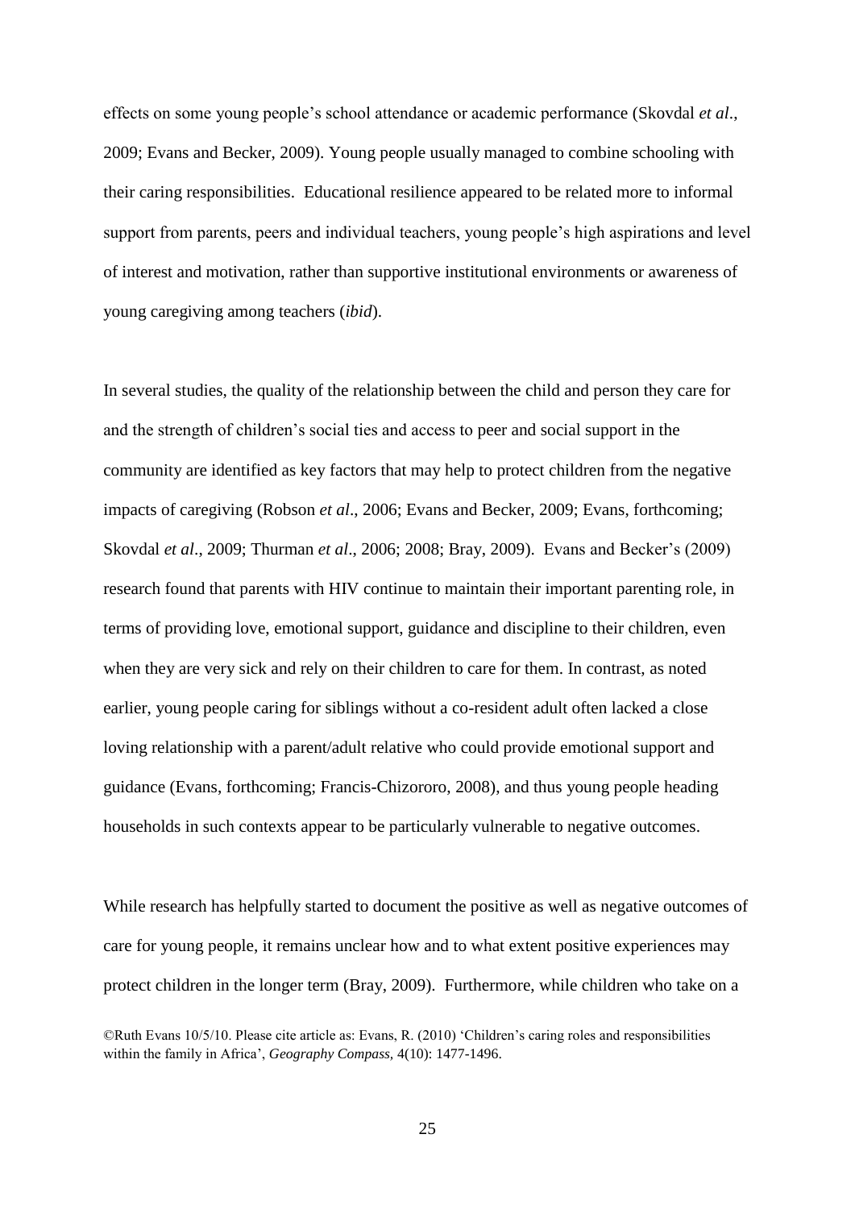effects on some young people's school attendance or academic performance (Skovdal *et al*., 2009; Evans and Becker, 2009). Young people usually managed to combine schooling with their caring responsibilities. Educational resilience appeared to be related more to informal support from parents, peers and individual teachers, young people's high aspirations and level of interest and motivation, rather than supportive institutional environments or awareness of young caregiving among teachers (*ibid*).

In several studies, the quality of the relationship between the child and person they care for and the strength of children's social ties and access to peer and social support in the community are identified as key factors that may help to protect children from the negative impacts of caregiving (Robson *et al*., 2006; Evans and Becker, 2009; Evans, forthcoming; Skovdal *et al*., 2009; Thurman *et al*., 2006; 2008; Bray, 2009). Evans and Becker's (2009) research found that parents with HIV continue to maintain their important parenting role, in terms of providing love, emotional support, guidance and discipline to their children, even when they are very sick and rely on their children to care for them. In contrast, as noted earlier, young people caring for siblings without a co-resident adult often lacked a close loving relationship with a parent/adult relative who could provide emotional support and guidance (Evans, forthcoming; Francis-Chizororo, 2008), and thus young people heading households in such contexts appear to be particularly vulnerable to negative outcomes.

While research has helpfully started to document the positive as well as negative outcomes of care for young people, it remains unclear how and to what extent positive experiences may protect children in the longer term (Bray, 2009). Furthermore, while children who take on a

©Ruth Evans 10/5/10. Please cite article as: Evans, R. (2010) 'Children's caring roles and responsibilities within the family in Africa', *Geography Compass,* 4(10): 1477-1496.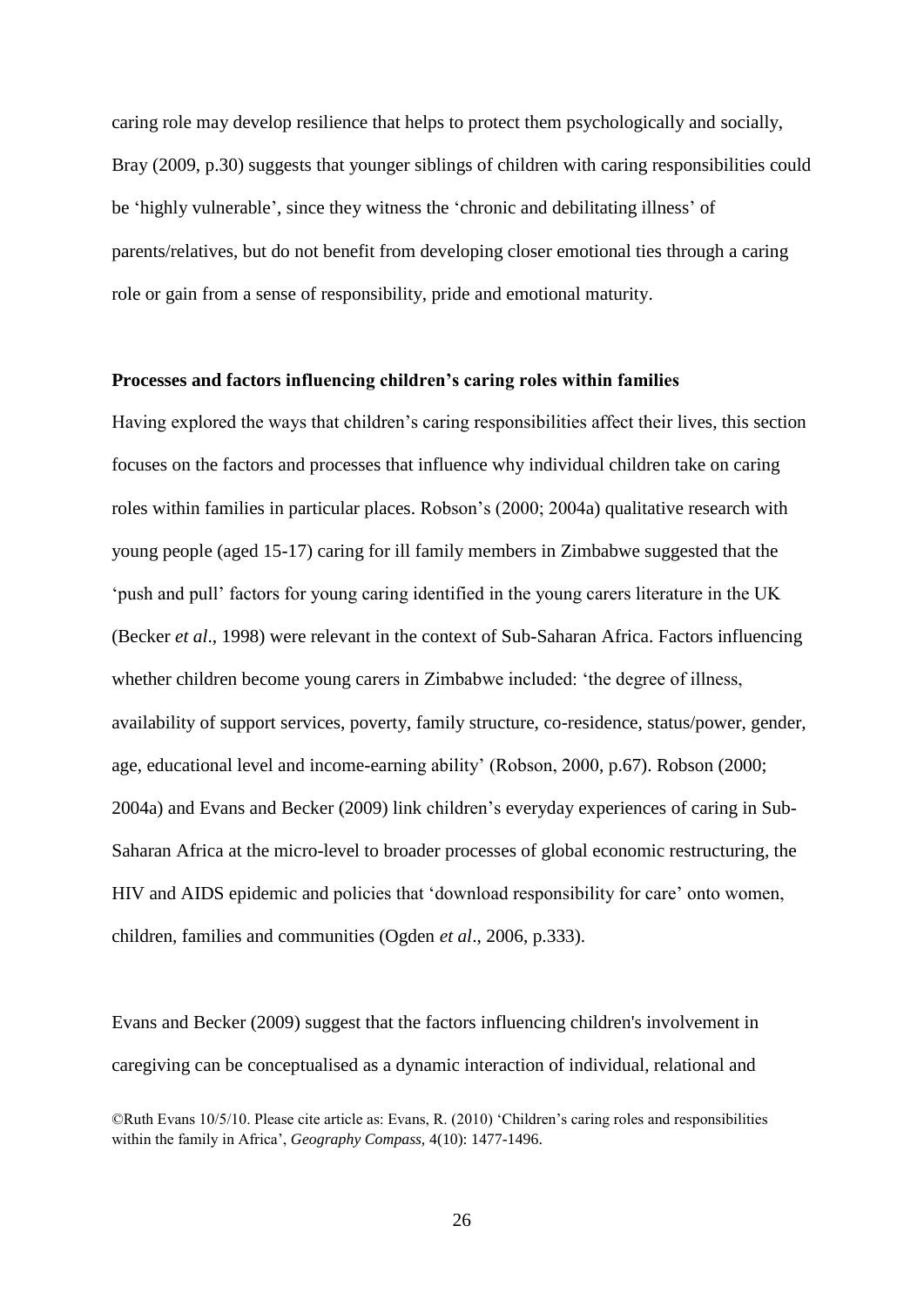caring role may develop resilience that helps to protect them psychologically and socially, Bray (2009, p.30) suggests that younger siblings of children with caring responsibilities could be 'highly vulnerable', since they witness the 'chronic and debilitating illness' of parents/relatives, but do not benefit from developing closer emotional ties through a caring role or gain from a sense of responsibility, pride and emotional maturity.

**Processes and factors influencing children's caring roles within families**

Having explored the ways that children's caring responsibilities affect their lives, this section focuses on the factors and processes that influence why individual children take on caring roles within families in particular places. Robson's (2000; 2004a) qualitative research with young people (aged 15-17) caring for ill family members in Zimbabwe suggested that the 'push and pull' factors for young caring identified in the young carers literature in the UK (Becker *et al*., 1998) were relevant in the context of Sub-Saharan Africa. Factors influencing whether children become young carers in Zimbabwe included: 'the degree of illness, availability of support services, poverty, family structure, co-residence, status/power, gender, age, educational level and income-earning ability' (Robson, 2000, p.67). Robson (2000; 2004a) and Evans and Becker (2009) link children's everyday experiences of caring in Sub-Saharan Africa at the micro-level to broader processes of global economic restructuring, the HIV and AIDS epidemic and policies that 'download responsibility for care' onto women, children, families and communities (Ogden *et al*., 2006, p.333).

Evans and Becker (2009) suggest that the factors influencing children's involvement in caregiving can be conceptualised as a dynamic interaction of individual, relational and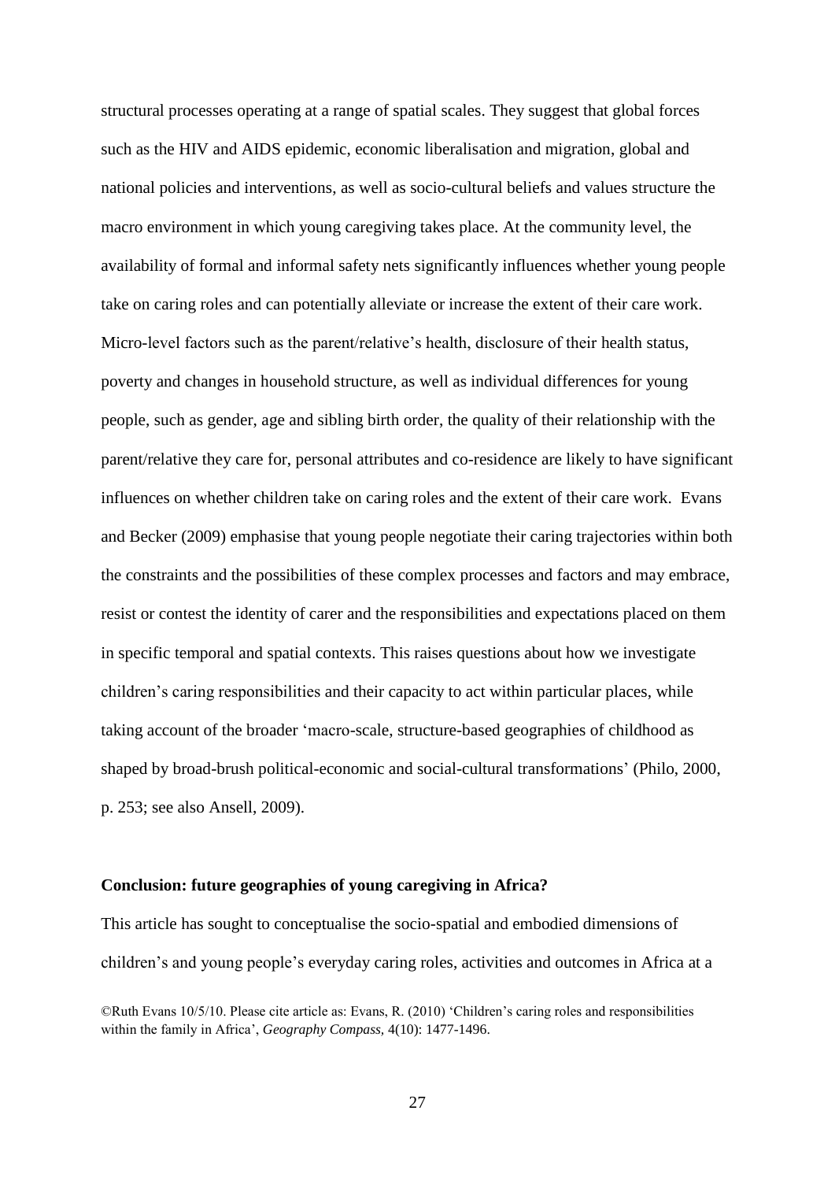structural processes operating at a range of spatial scales. They suggest that global forces such as the HIV and AIDS epidemic, economic liberalisation and migration, global and national policies and interventions, as well as socio-cultural beliefs and values structure the macro environment in which young caregiving takes place. At the community level, the availability of formal and informal safety nets significantly influences whether young people take on caring roles and can potentially alleviate or increase the extent of their care work. Micro-level factors such as the parent/relative's health, disclosure of their health status, poverty and changes in household structure, as well as individual differences for young people, such as gender, age and sibling birth order, the quality of their relationship with the parent/relative they care for, personal attributes and co-residence are likely to have significant influences on whether children take on caring roles and the extent of their care work. Evans and Becker (2009) emphasise that young people negotiate their caring trajectories within both the constraints and the possibilities of these complex processes and factors and may embrace, resist or contest the identity of carer and the responsibilities and expectations placed on them in specific temporal and spatial contexts. This raises questions about how we investigate children's caring responsibilities and their capacity to act within particular places, while taking account of the broader 'macro-scale, structure-based geographies of childhood as shaped by broad-brush political-economic and social-cultural transformations' (Philo, 2000, p. 253; see also Ansell, 2009).

## Conclusion: future geographies of young caregiving in Africa?

This article has sought to conceptualise the socio-spatial and embodied dimensions of children's and young people's everyday caring roles, activities and outcomes in Africa at a

©Ruth Evans 10/5/10. Please cite article as: Evans, R. (2010) 'Children's caring roles and responsibilities within the family in Africa', *Geography Compass*, 4(10): 1477-1496.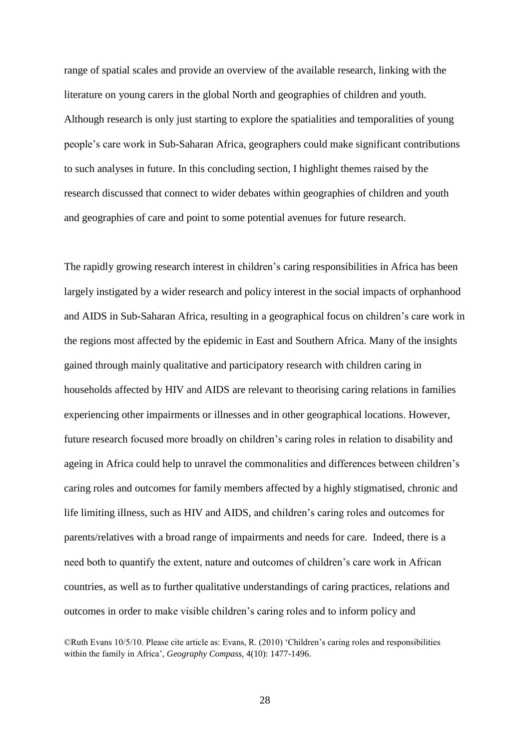range of spatial scales and provide an overview of the available research, linking with the literature on young carers in the global North and geographies of children and youth. Although research is only just starting to explore the spatialities and temporalities of young people's care work in Sub-Saharan Africa, geographers could make significant contributions to such analyses in future. In this concluding section, I highlight themes raised by the research discussed that connect to wider debates within geographies of children and youth and geographies of care and point to some potential avenues for future research.

The rapidly growing research interest in children's caring responsibilities in Africa has been largely instigated by a wider research and policy interest in the social impacts of orphanhood and AIDS in Sub-Saharan Africa, resulting in a geographical focus on children's care work in the regions most affected by the epidemic in East and Southern Africa. Many of the insights gained through mainly qualitative and participatory research with children caring in households affected by HIV and AIDS are relevant to theorising caring relations in families experiencing other impairments or illnesses and in other geographical locations. However, future research focused more broadly on children's caring roles in relation to disability and ageing in Africa could help to unravel the commonalities and differences between children's caring roles and outcomes for family members affected by a highly stigmatised, chronic and life limiting illness, such as HIV and AIDS, and children's caring roles and outcomes for parents/relatives with a broad range of impairments and needs for care. Indeed, there is a need both to quantify the extent, nature and outcomes of children's care work in African countries, as well as to further qualitative understandings of caring practices, relations and outcomes in order to make visible children's caring roles and to inform policy and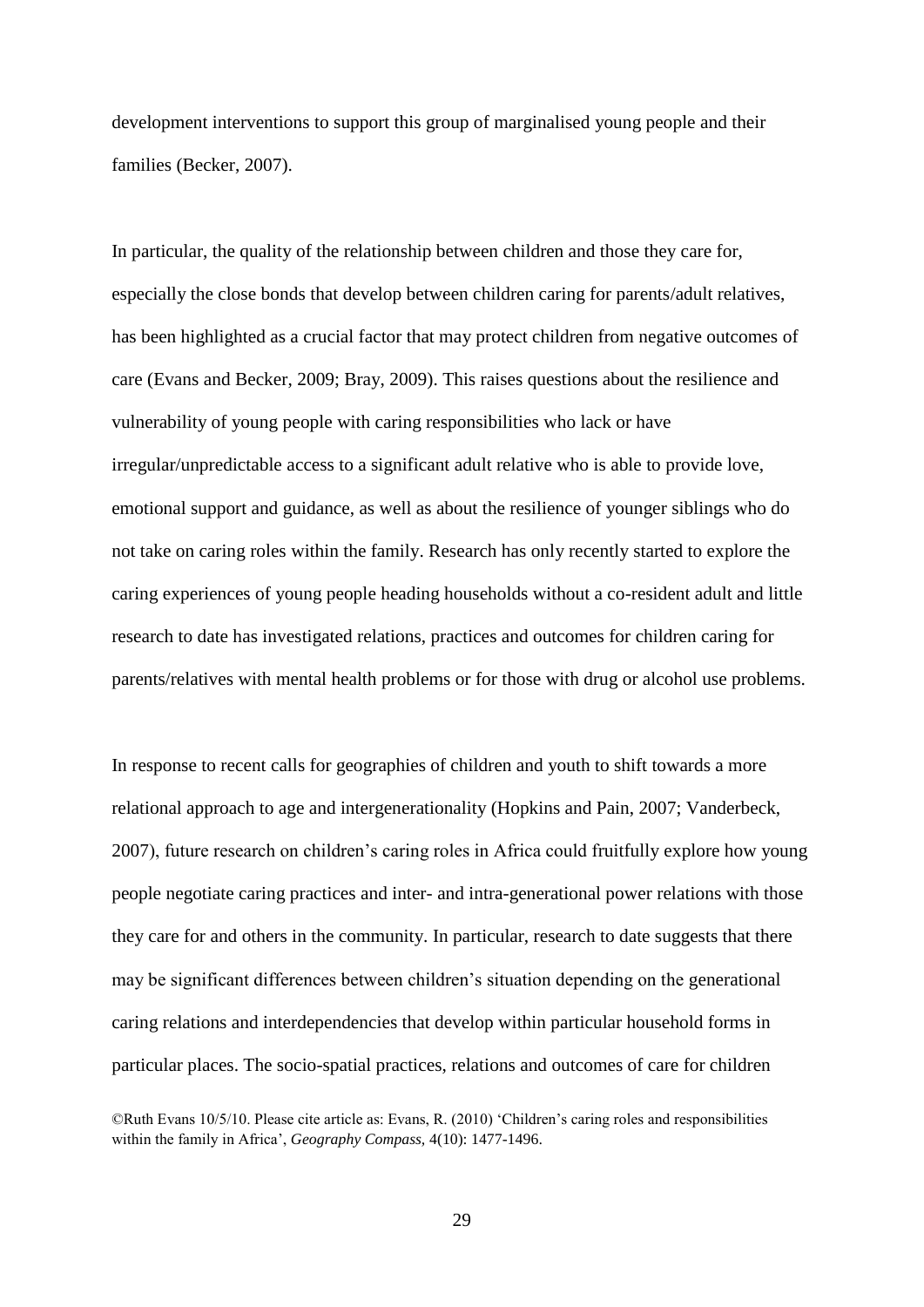development interventions to support this group of marginalised young people and their families (Becker, 2007).

In particular, the quality of the relationship between children and those they care for, especially the close bonds that develop between children caring for parents/adult relatives, has been highlighted as a crucial factor that may protect children from negative outcomes of care (Evans and Becker, 2009; Bray, 2009). This raises questions about the resilience and vulnerability of young people with caring responsibilities who lack or have irregular/unpredictable access to a significant adult relative who is able to provide love, emotional support and guidance, as well as about the resilience of younger siblings who do not take on caring roles within the family. Research has only recently started to explore the caring experiences of young people heading households without a co-resident adult and little research to date has investigated relations, practices and outcomes for children caring for parents/relatives with mental health problems or for those with drug or alcohol use problems.

In response to recent calls for geographies of children and youth to shift towards a more relational approach to age and intergenerationality (Hopkins and Pain, 2007; Vanderbeck, 2007), future research on children's caring roles in Africa could fruitfully explore how young people negotiate caring practices and inter- and intra-generational power relations with those they care for and others in the community. In particular, research to date suggests that there may be significant differences between children's situation depending on the generational caring relations and interdependencies that develop within particular household forms in particular places. The socio-spatial practices, relations and outcomes of care for children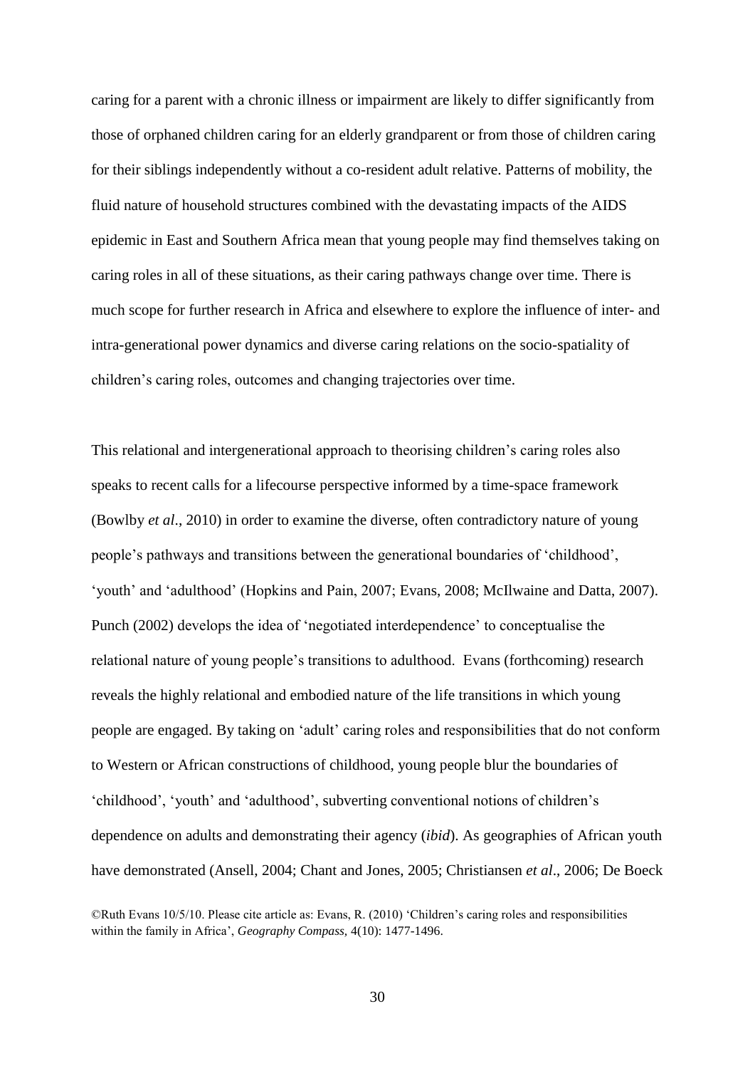caring for a parent with a chronic illness or impairment are likely to differ significantly from those of orphaned children caring for an elderly grandparent or from those of children caring for their siblings independently without a co-resident adult relative. Patterns of mobility, the fluid nature of household structures combined with the devastating impacts of the AIDS epidemic in East and Southern Africa mean that young people may find themselves taking on caring roles in all of these situations, as their caring pathways change over time. There is much scope for further research in Africa and elsewhere to explore the influence of inter- and intra-generational power dynamics and diverse caring relations on the socio-spatiality of children's caring roles, outcomes and changing trajectories over time.

This relational and intergenerational approach to theorising children's caring roles also speaks to recent calls for a lifecourse perspective informed by a time-space framework (Bowlby *et al*., 2010) in order to examine the diverse, often contradictory nature of young people's pathways and transitions between the generational boundaries of 'childhood', 'youth' and 'adulthood' (Hopkins and Pain, 2007; Evans, 2008; McIlwaine and Datta, 2007). Punch (2002) develops the idea of 'negotiated interdependence' to conceptualise the relational nature of young people's transitions to adulthood. Evans (forthcoming) research reveals the highly relational and embodied nature of the life transitions in which young people are engaged. By taking on 'adult' caring roles and responsibilities that do not conform to Western or African constructions of childhood, young people blur the boundaries of 'childhood', 'youth' and 'adulthood', subverting conventional notions of children's dependence on adults and demonstrating their agency (*ibid*). As geographies of African youth have demonstrated (Ansell, 2004; Chant and Jones, 2005; Christiansen *et al*., 2006; De Boeck

©Ruth Evans 10/5/10. Please cite article as: Evans, R. (2010) 'Children's caring roles and responsibilities within the family in Africa', *Geography Compass*, 4(10): 1477-1496.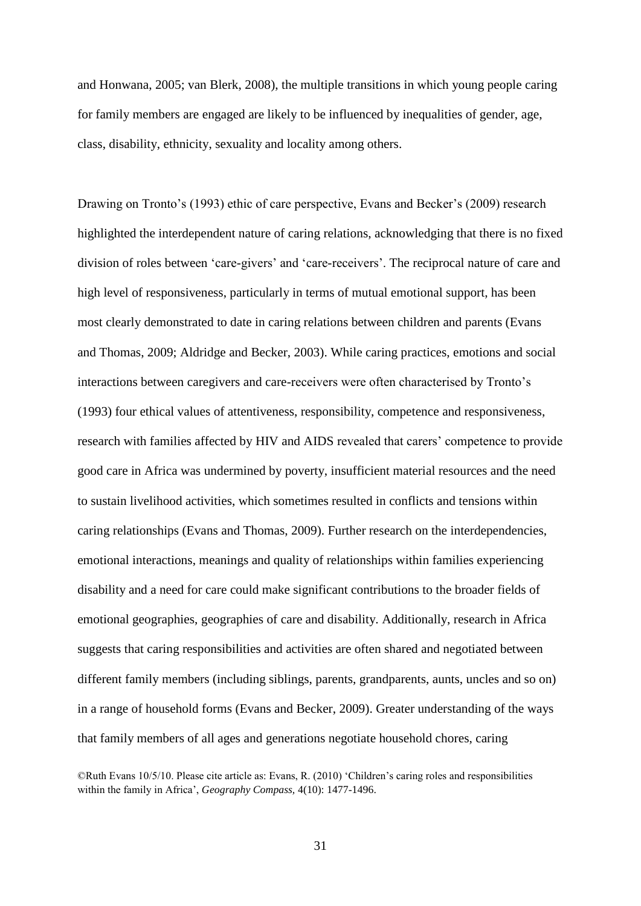and Honwana, 2005; van Blerk, 2008), the multiple transitions in which young people caring for family members are engaged are likely to be influenced by inequalities of gender, age, class, disability, ethnicity, sexuality and locality among others.

Drawing on Tronto's (1993) ethic of care perspective, Evans and Becker's (2009) research highlighted the interdependent nature of caring relations, acknowledging that there is no fixed division of roles between 'care-givers' and 'care-receivers'. The reciprocal nature of care and high level of responsiveness, particularly in terms of mutual emotional support, has been most clearly demonstrated to date in caring relations between children and parents (Evans and Thomas, 2009; Aldridge and Becker, 2003). While caring practices, emotions and social interactions between caregivers and care-receivers were often characterised by Tronto's (1993) four ethical values of attentiveness, responsibility, competence and responsiveness, research with families affected by HIV and AIDS revealed that carers' competence to provide good care in Africa was undermined by poverty, insufficient material resources and the need to sustain livelihood activities, which sometimes resulted in conflicts and tensions within caring relationships (Evans and Thomas, 2009). Further research on the interdependencies, emotional interactions, meanings and quality of relationships within families experiencing disability and a need for care could make significant contributions to the broader fields of emotional geographies, geographies of care and disability. Additionally, research in Africa suggests that caring responsibilities and activities are often shared and negotiated between different family members (including siblings, parents, grandparents, aunts, uncles and so on) in a range of household forms (Evans and Becker, 2009). Greater understanding of the ways that family members of all ages and generations negotiate household chores, caring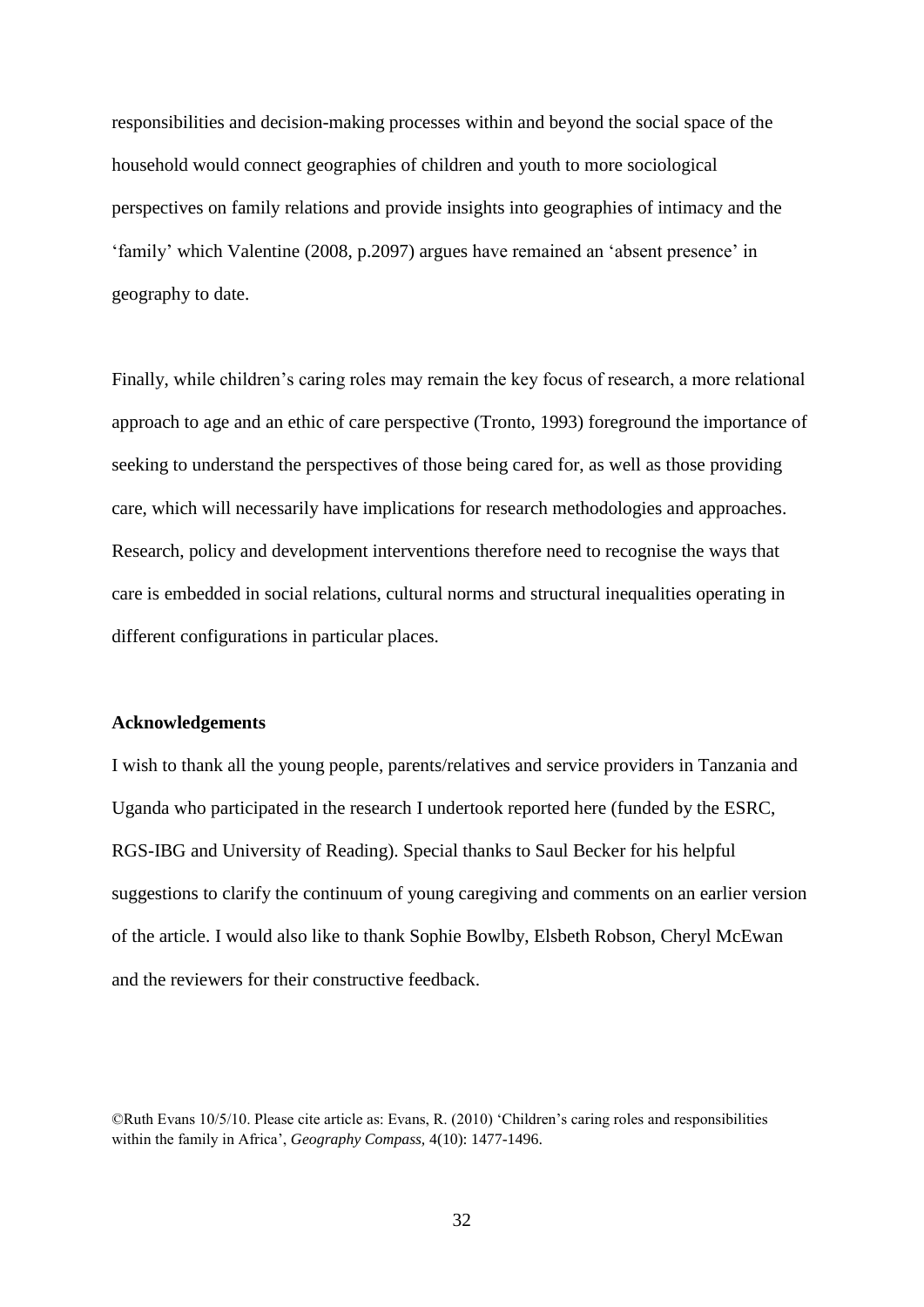responsibilities and decision-making processes within and beyond the social space of the household would connect geographies of children and youth to more sociological perspectives on family relations and provide insights into geographies of intimacy and the 'family' which Valentine (2008, p.2097) argues have remained an 'absent presence' in geography to date.

Finally, while children's caring roles may remain the key focus of research, a more relational approach to age and an ethic of care perspective (Tronto, 1993) foreground the importance of seeking to understand the perspectives of those being cared for, as well as those providing care, which will necessarily have implications for research methodologies and approaches. Research, policy and development interventions therefore need to recognise the ways that care is embedded in social relations, cultural norms and structural inequalities operating in different configurations in particular places.

**Acknowledgements**

I wish to thank all the young people, parents/relatives and service providers in Tanzania and Uganda who participated in the research I undertook reported here (funded by the ESRC, RGS-IBG and University of Reading). Special thanks to Saul Becker for his helpful suggestions to clarify the continuum of young caregiving and comments on an earlier version of the article. I would also like to thank Sophie Bowlby, Elsbeth Robson, Cheryl McEwan and the reviewers for their constructive feedback.

©Ruth Evans 10/5/10. Please cite article as: Evans, R. (2010) 'Children's caring roles and responsibilities within the family in Africa', *Geography Compass,* 4(10): 1477-1496.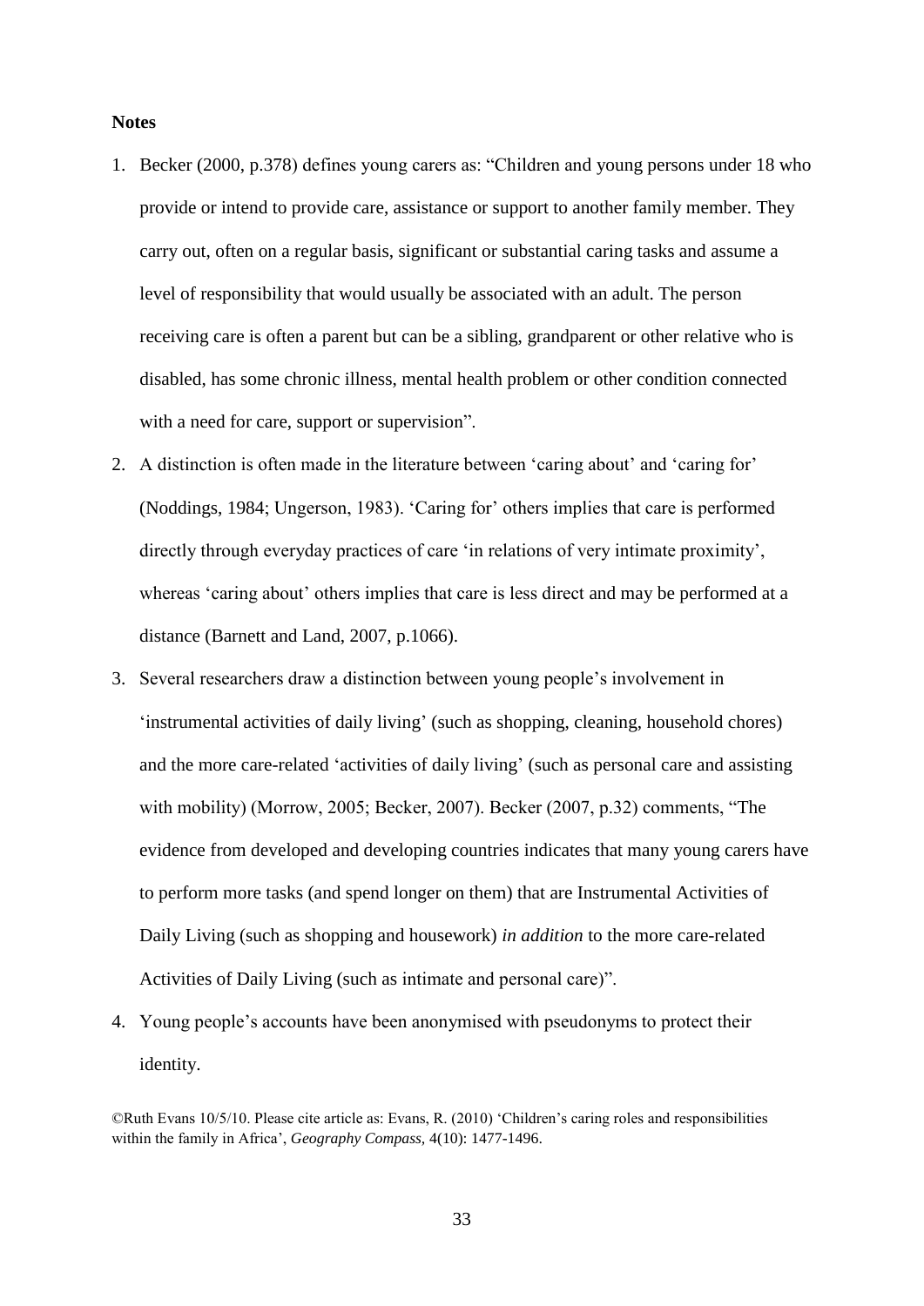**Notes**

1. Becker (2000, p.378) defines young carers as: "Children and young persons under 18 who provide or intend to provide care, assistance or support to another family member. They carry out, often on a regular basis, significant or substantial caring tasks and assume a level of responsibility that would usually be associated with an adult. The person receiving care is often a parent but can be a sibling, grandparent or other relative who is disabled, has some chronic illness, mental health problem or other condition connected with a need for care, support or supervision".
2. A distinction is often made in the literature between 'caring about' and 'caring for' (Noddings, 1984; Ungerson, 1983). 'Caring for' others implies that care is performed directly through everyday practices of care 'in relations of very intimate proximity', whereas 'caring about' others implies that care is less direct and may be performed at a distance (Barnett and Land, 2007, p.1066).
3. Several researchers draw a distinction between young people's involvement in 'instrumental activities of daily living' (such as shopping, cleaning, household chores) and the more care-related 'activities of daily living' (such as personal care and assisting with mobility) (Morrow, 2005; Becker, 2007). Becker (2007, p.32) comments, "The evidence from developed and developing countries indicates that many young carers have to perform more tasks (and spend longer on them) that are Instrumental Activities of Daily Living (such as shopping and housework) *in addition* to the more care-related Activities of Daily Living (such as intimate and personal care)".
4. Young people's accounts have been anonymised with pseudonyms to protect their identity.

©Ruth Evans 10/5/10. Please cite article as: Evans, R. (2010) 'Children's caring roles and responsibilities within the family in Africa', *Geography Compass*, 4(10): 1477-1496.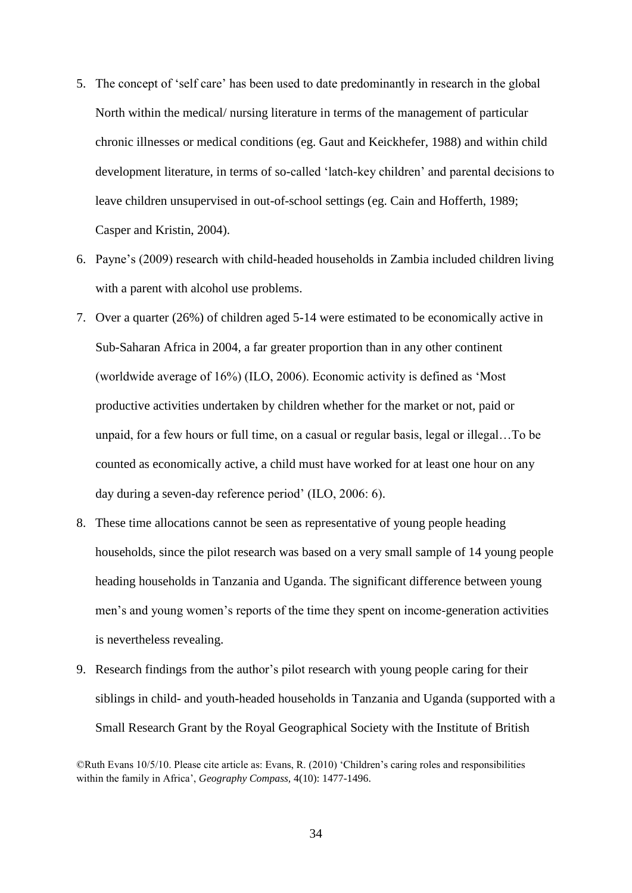5. The concept of 'self care' has been used to date predominantly in research in the global North within the medical/ nursing literature in terms of the management of particular chronic illnesses or medical conditions (eg. Gaut and Keickhefer, 1988) and within child development literature, in terms of so-called 'latch-key children' and parental decisions to leave children unsupervised in out-of-school settings (eg. Cain and Hofferth, 1989; Casper and Kristin, 2004).
6. Payne's (2009) research with child-headed households in Zambia included children living with a parent with alcohol use problems.
7. Over a quarter (26%) of children aged 5-14 were estimated to be economically active in Sub-Saharan Africa in 2004, a far greater proportion than in any other continent (worldwide average of 16%) (ILO, 2006). Economic activity is defined as 'Most productive activities undertaken by children whether for the market or not, paid or unpaid, for a few hours or full time, on a casual or regular basis, legal or illegal…To be counted as economically active, a child must have worked for at least one hour on any day during a seven-day reference period' (ILO, 2006: 6).
8. These time allocations cannot be seen as representative of young people heading households, since the pilot research was based on a very small sample of 14 young people heading households in Tanzania and Uganda. The significant difference between young men's and young women's reports of the time they spent on income-generation activities is nevertheless revealing.
9. Research findings from the author's pilot research with young people caring for their siblings in child- and youth-headed households in Tanzania and Uganda (supported with a Small Research Grant by the Royal Geographical Society with the Institute of British

©Ruth Evans 10/5/10. Please cite article as: Evans, R. (2010) 'Children's caring roles and responsibilities within the family in Africa', *Geography Compass,* 4(10): 1477-1496.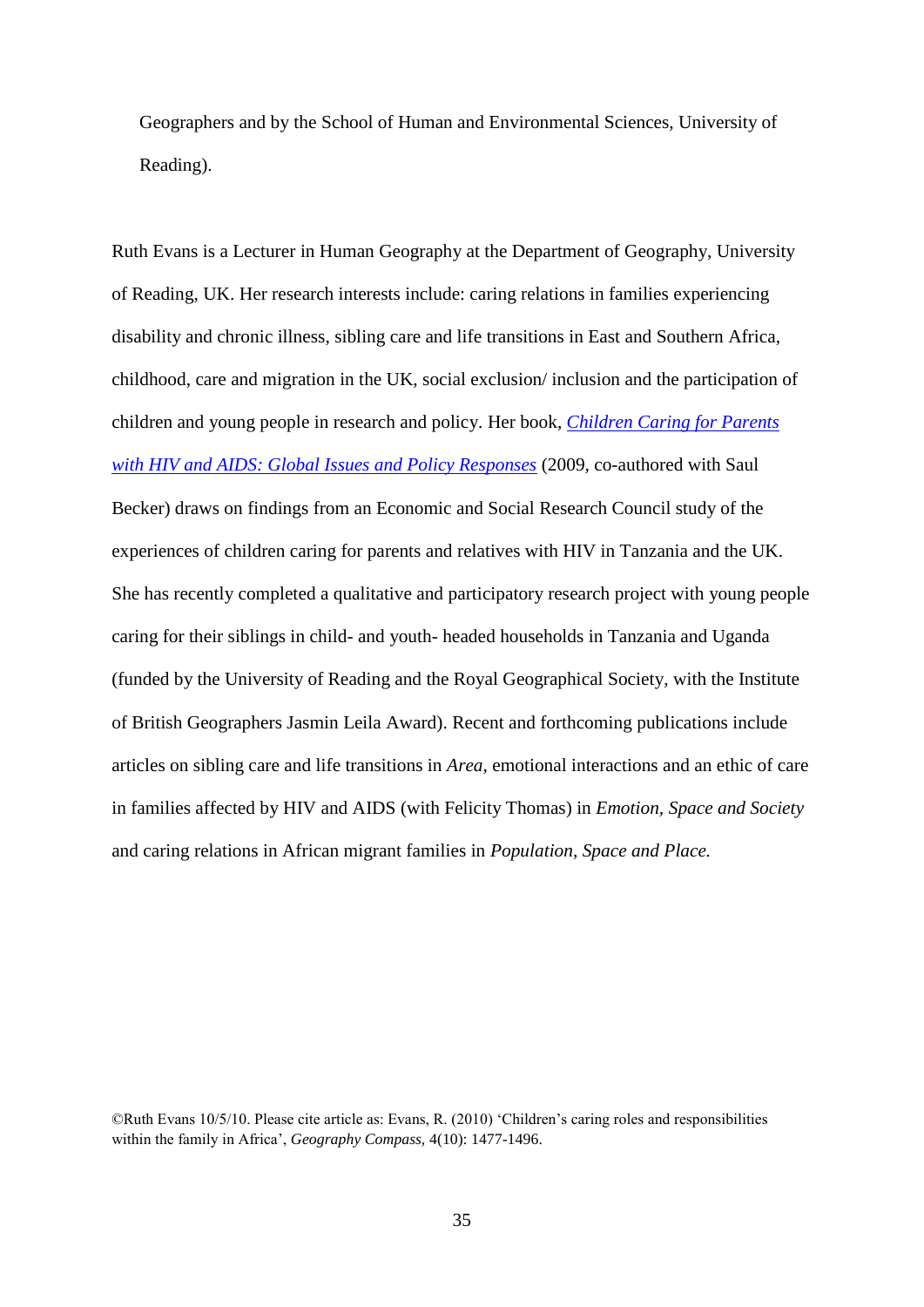Geographers and by the School of Human and Environmental Sciences, University of Reading).

Ruth Evans is a Lecturer in Human Geography at the Department of Geography, University of Reading, UK. Her research interests include: caring relations in families experiencing disability and chronic illness, sibling care and life transitions in East and Southern Africa, childhood, care and migration in the UK, social exclusion/ inclusion and the participation of children and young people in research and policy. Her book, *Children Caring for Parents with HIV and AIDS: Global Issues and Policy Responses* (2009, co-authored with Saul Becker) draws on findings from an Economic and Social Research Council study of the experiences of children caring for parents and relatives with HIV in Tanzania and the UK. She has recently completed a qualitative and participatory research project with young people caring for their siblings in child- and youth- headed households in Tanzania and Uganda (funded by the University of Reading and the Royal Geographical Society, with the Institute of British Geographers Jasmin Leila Award). Recent and forthcoming publications include articles on sibling care and life transitions in *Area*, emotional interactions and an ethic of care in families affected by HIV and AIDS (with Felicity Thomas) in *Emotion, Space and Society* and caring relations in African migrant families in *Population, Space and Place.*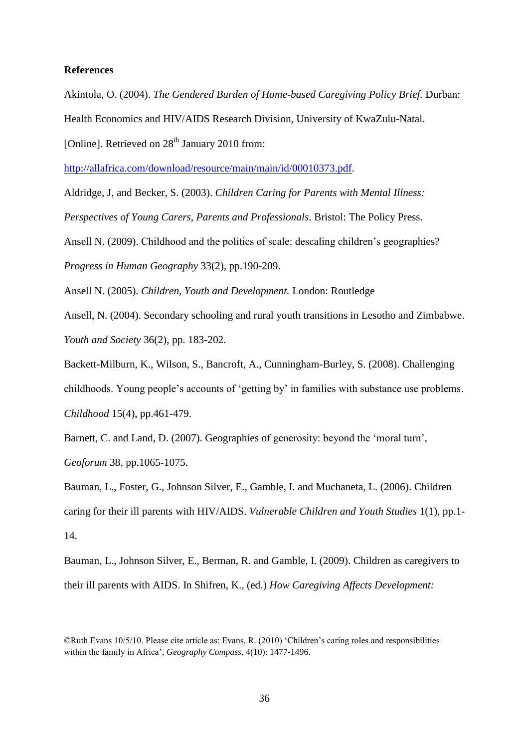**References**

Akintola, O. (2004). *The Gendered Burden of Home-based Caregiving Policy Brief.* Durban: Health Economics and HIV/AIDS Research Division, University of KwaZulu-Natal. [Online]. Retrieved on 28th January 2010 from: http://allafrica.com/download/resource/main/main/id/00010373.pdf.

Aldridge, J, and Becker, S. (2003). *Children Caring for Parents with Mental Illness: Perspectives of Young Carers, Parents and Professionals*. Bristol: The Policy Press.

Ansell N. (2009). Childhood and the politics of scale: descaling children's geographies? *Progress in Human Geography* 33(2), pp.190-209.

Ansell N. (2005). *Children, Youth and Development.* London: Routledge

Ansell, N. (2004). Secondary schooling and rural youth transitions in Lesotho and Zimbabwe. *Youth and Society* 36(2), pp. 183-202.

Backett-Milburn, K., Wilson, S., Bancroft, A., Cunningham-Burley, S. (2008). Challenging childhoods. Young people's accounts of 'getting by' in families with substance use problems. *Childhood* 15(4), pp.461-479.

Barnett, C. and Land, D. (2007). Geographies of generosity: beyond the 'moral turn', *Geoforum* 38, pp.1065-1075.

Bauman, L., Foster, G., Johnson Silver, E., Gamble, I. and Muchaneta, L. (2006). Children caring for their ill parents with HIV/AIDS. *Vulnerable Children and Youth Studies* 1(1), pp.1-14.

Bauman, L., Johnson Silver, E., Berman, R. and Gamble, I. (2009). Children as caregivers to their ill parents with AIDS. In Shifren, K., (ed.) *How Caregiving Affects Development:*

©Ruth Evans 10/5/10. Please cite article as: Evans, R. (2010) 'Children's caring roles and responsibilities within the family in Africa', *Geography Compass,* 4(10): 1477-1496.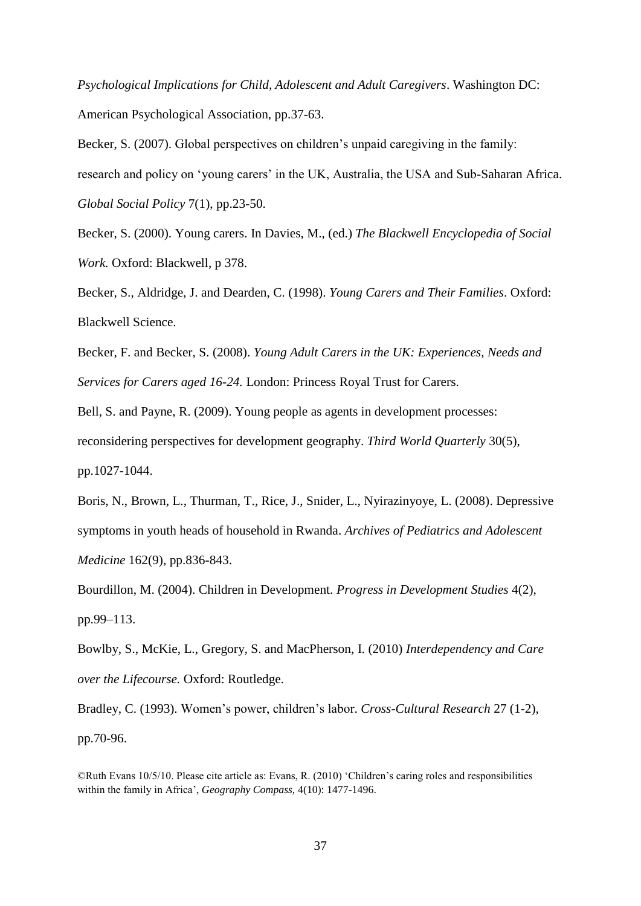*Psychological Implications for Child, Adolescent and Adult Caregivers*. Washington DC: American Psychological Association, pp.37-63.

Becker, S. (2007). Global perspectives on children's unpaid caregiving in the family: research and policy on 'young carers' in the UK, Australia, the USA and Sub-Saharan Africa. *Global Social Policy* 7(1), pp.23-50.

Becker, S. (2000). Young carers. In Davies, M., (ed.) *The Blackwell Encyclopedia of Social Work.* Oxford: Blackwell, p 378.

Becker, S., Aldridge, J. and Dearden, C. (1998). *Young Carers and Their Families*. Oxford: Blackwell Science.

Becker, F. and Becker, S. (2008). *Young Adult Carers in the UK: Experiences, Needs and Services for Carers aged 16-24.* London: Princess Royal Trust for Carers.

Bell, S. and Payne, R. (2009). Young people as agents in development processes: reconsidering perspectives for development geography. *Third World Quarterly* 30(5), pp.1027-1044.

Boris, N., Brown, L., Thurman, T., Rice, J., Snider, L., Nyirazinyoye, L. (2008). Depressive symptoms in youth heads of household in Rwanda. *Archives of Pediatrics and Adolescent Medicine* 162(9), pp.836-843.

Bourdillon, M. (2004). Children in Development. *Progress in Development Studies* 4(2), pp.99–113.

Bowlby, S., McKie, L., Gregory, S. and MacPherson, I. (2010) *Interdependency and Care over the Lifecourse.* Oxford: Routledge.

Bradley, C. (1993). Women's power, children's labor. *Cross-Cultural Research* 27 (1-2), pp.70-96.

©Ruth Evans 10/5/10. Please cite article as: Evans, R. (2010) 'Children's caring roles and responsibilities within the family in Africa', *Geography Compass*, 4(10): 1477-1496.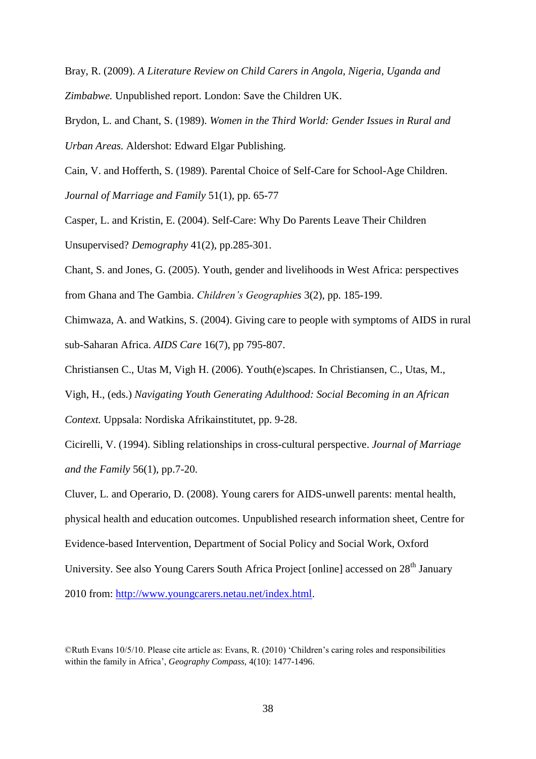Bray, R. (2009). *A Literature Review on Child Carers in Angola, Nigeria, Uganda and Zimbabwe.* Unpublished report. London: Save the Children UK.

Brydon, L. and Chant, S. (1989). *Women in the Third World: Gender Issues in Rural and Urban Areas.* Aldershot: Edward Elgar Publishing.

Cain, V. and Hofferth, S. (1989). Parental Choice of Self-Care for School-Age Children. *Journal of Marriage and Family* 51(1), pp. 65-77

Casper, L. and Kristin, E. (2004). Self-Care: Why Do Parents Leave Their Children Unsupervised? *Demography* 41(2), pp.285-301.

Chant, S. and Jones, G. (2005). Youth, gender and livelihoods in West Africa: perspectives from Ghana and The Gambia. *Children's Geographies* 3(2), pp. 185-199.

Chimwaza, A. and Watkins, S. (2004). Giving care to people with symptoms of AIDS in rural sub-Saharan Africa. *AIDS Care* 16(7), pp 795-807.

Christiansen C., Utas M, Vigh H. (2006). Youth(e)scapes. In Christiansen, C., Utas, M., Vigh, H., (eds.) *Navigating Youth Generating Adulthood: Social Becoming in an African Context.* Uppsala: Nordiska Afrikainstitutet, pp. 9-28.

Cicirelli, V. (1994). Sibling relationships in cross-cultural perspective. *Journal of Marriage and the Family* 56(1), pp.7-20.

Cluver, L. and Operario, D. (2008). Young carers for AIDS-unwell parents: mental health, physical health and education outcomes. Unpublished research information sheet, Centre for Evidence-based Intervention, Department of Social Policy and Social Work, Oxford University. See also Young Carers South Africa Project [online] accessed on 28th January 2010 from: http://www.youngcarers.netau.net/index.html.

©Ruth Evans 10/5/10. Please cite article as: Evans, R. (2010) 'Children's caring roles and responsibilities within the family in Africa', *Geography Compass,* 4(10): 1477-1496.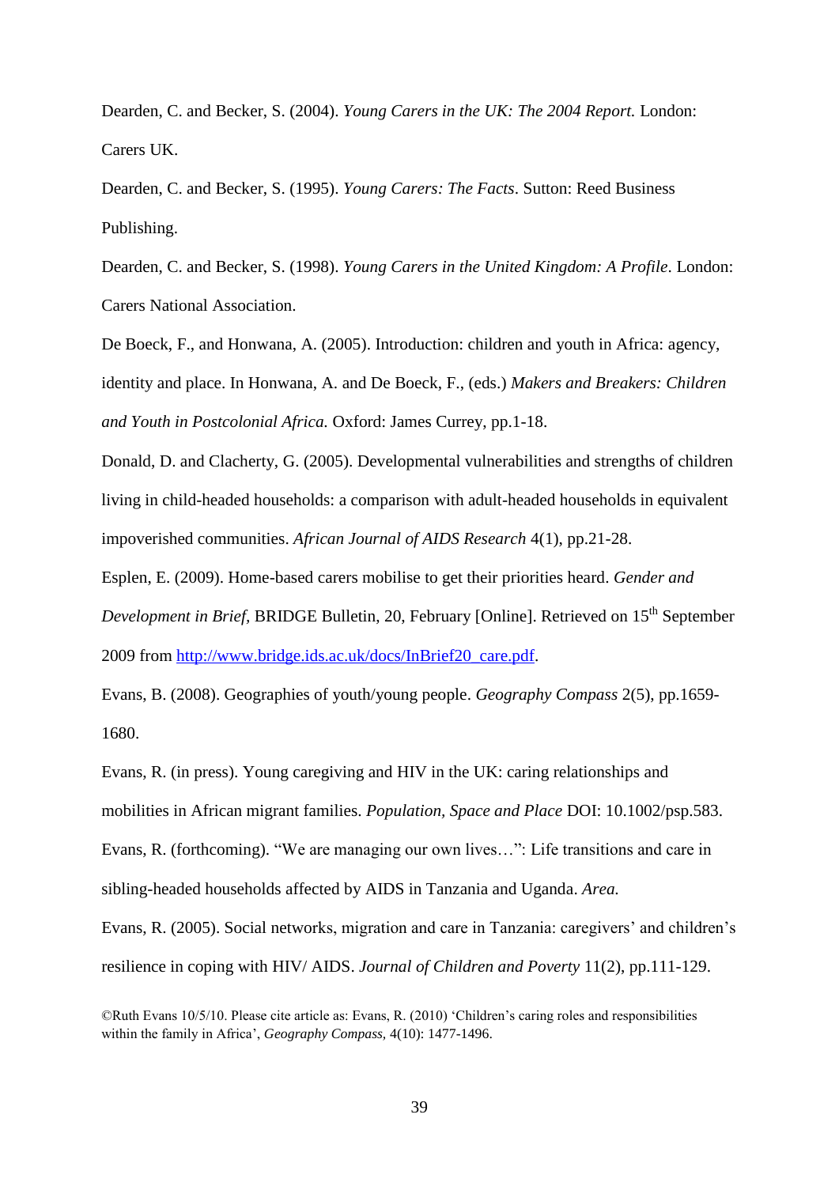Dearden, C. and Becker, S. (2004). *Young Carers in the UK: The 2004 Report.* London: Carers UK.

Dearden, C. and Becker, S. (1995). *Young Carers: The Facts*. Sutton: Reed Business Publishing.

Dearden, C. and Becker, S. (1998). *Young Carers in the United Kingdom: A Profile*. London: Carers National Association.

De Boeck, F., and Honwana, A. (2005). Introduction: children and youth in Africa: agency, identity and place. In Honwana, A. and De Boeck, F., (eds.) *Makers and Breakers: Children and Youth in Postcolonial Africa.* Oxford: James Currey, pp.1-18.

Donald, D. and Clacherty, G. (2005). Developmental vulnerabilities and strengths of children living in child-headed households: a comparison with adult-headed households in equivalent impoverished communities. *African Journal of AIDS Research* 4(1), pp.21-28.

Esplen, E. (2009). Home-based carers mobilise to get their priorities heard. *Gender and Development in Brief*, BRIDGE Bulletin, 20, February [Online]. Retrieved on 15th September 2009 from http://www.bridge.ids.ac.uk/docs/InBrief20_care.pdf.

Evans, B. (2008). Geographies of youth/young people. *Geography Compass* 2(5), pp.1659-1680.

Evans, R. (in press). Young caregiving and HIV in the UK: caring relationships and mobilities in African migrant families. *Population, Space and Place* DOI: 10.1002/psp.583.

Evans, R. (forthcoming). "We are managing our own lives…": Life transitions and care in sibling-headed households affected by AIDS in Tanzania and Uganda. *Area.*

Evans, R. (2005). Social networks, migration and care in Tanzania: caregivers' and children's resilience in coping with HIV/ AIDS. *Journal of Children and Poverty* 11(2), pp.111-129.

©Ruth Evans 10/5/10. Please cite article as: Evans, R. (2010) 'Children's caring roles and responsibilities within the family in Africa', *Geography Compass,* 4(10): 1477-1496.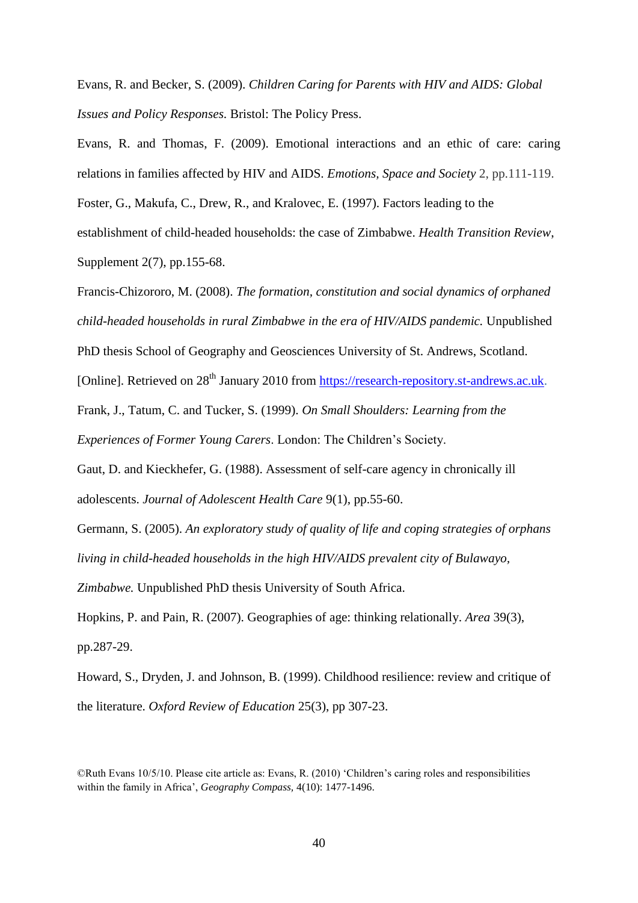Evans, R. and Becker, S. (2009). *Children Caring for Parents with HIV and AIDS: Global Issues and Policy Responses*. Bristol: The Policy Press.

Evans, R. and Thomas, F. (2009). Emotional interactions and an ethic of care: caring relations in families affected by HIV and AIDS. *Emotions, Space and Society* 2, pp.111-119.

Foster, G., Makufa, C., Drew, R., and Kralovec, E. (1997). Factors leading to the establishment of child-headed households: the case of Zimbabwe. *Health Transition Review*, Supplement 2(7), pp.155-68.

Francis-Chizororo, M. (2008). *The formation, constitution and social dynamics of orphaned child-headed households in rural Zimbabwe in the era of HIV/AIDS pandemic.* Unpublished PhD thesis School of Geography and Geosciences University of St. Andrews, Scotland. [Online]. Retrieved on 28th January 2010 from https://research-repository.st-andrews.ac.uk.

Frank, J., Tatum, C. and Tucker, S. (1999). *On Small Shoulders: Learning from the Experiences of Former Young Carers*. London: The Children's Society.

Gaut, D. and Kieckhefer, G. (1988). Assessment of self-care agency in chronically ill adolescents. *Journal of Adolescent Health Care* 9(1), pp.55-60.

Germann, S. (2005). *An exploratory study of quality of life and coping strategies of orphans living in child-headed households in the high HIV/AIDS prevalent city of Bulawayo, Zimbabwe.* Unpublished PhD thesis University of South Africa.

Hopkins, P. and Pain, R. (2007). Geographies of age: thinking relationally. *Area* 39(3), pp.287-29.

Howard, S., Dryden, J. and Johnson, B. (1999). Childhood resilience: review and critique of the literature. *Oxford Review of Education* 25(3), pp 307-23.

©Ruth Evans 10/5/10. Please cite article as: Evans, R. (2010) 'Children's caring roles and responsibilities within the family in Africa', *Geography Compass*, 4(10): 1477-1496.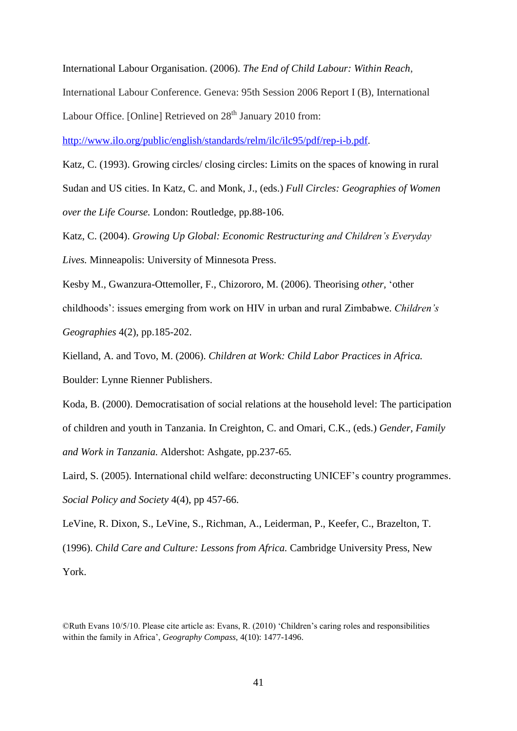International Labour Organisation. (2006). *The End of Child Labour: Within Reach*, International Labour Conference. Geneva: 95th Session 2006 Report I (B), International Labour Office. [Online] Retrieved on 28th January 2010 from: http://www.ilo.org/public/english/standards/relm/ilc/ilc95/pdf/rep-i-b.pdf.

Katz, C. (1993). Growing circles/ closing circles: Limits on the spaces of knowing in rural Sudan and US cities. In Katz, C. and Monk, J., (eds.) *Full Circles: Geographies of Women over the Life Course.* London: Routledge, pp.88-106.

Katz, C. (2004). *Growing Up Global: Economic Restructuring and Children's Everyday Lives.* Minneapolis: University of Minnesota Press.

Kesby M., Gwanzura-Ottemoller, F., Chizororo, M. (2006). Theorising *other,* 'other childhoods': issues emerging from work on HIV in urban and rural Zimbabwe. *Children's Geographies* 4(2), pp.185-202.

Kielland, A. and Tovo, M. (2006). *Children at Work: Child Labor Practices in Africa.* Boulder: Lynne Rienner Publishers.

Koda, B. (2000). Democratisation of social relations at the household level: The participation of children and youth in Tanzania. In Creighton, C. and Omari, C.K., (eds.) *Gender, Family and Work in Tanzania.* Aldershot: Ashgate, pp.237-65.

Laird, S. (2005). International child welfare: deconstructing UNICEF's country programmes. *Social Policy and Society* 4(4), pp 457-66.

LeVine, R. Dixon, S., LeVine, S., Richman, A., Leiderman, P., Keefer, C., Brazelton, T. (1996). *Child Care and Culture: Lessons from Africa.* Cambridge University Press, New York.

©Ruth Evans 10/5/10. Please cite article as: Evans, R. (2010) 'Children's caring roles and responsibilities within the family in Africa', *Geography Compass,* 4(10): 1477-1496.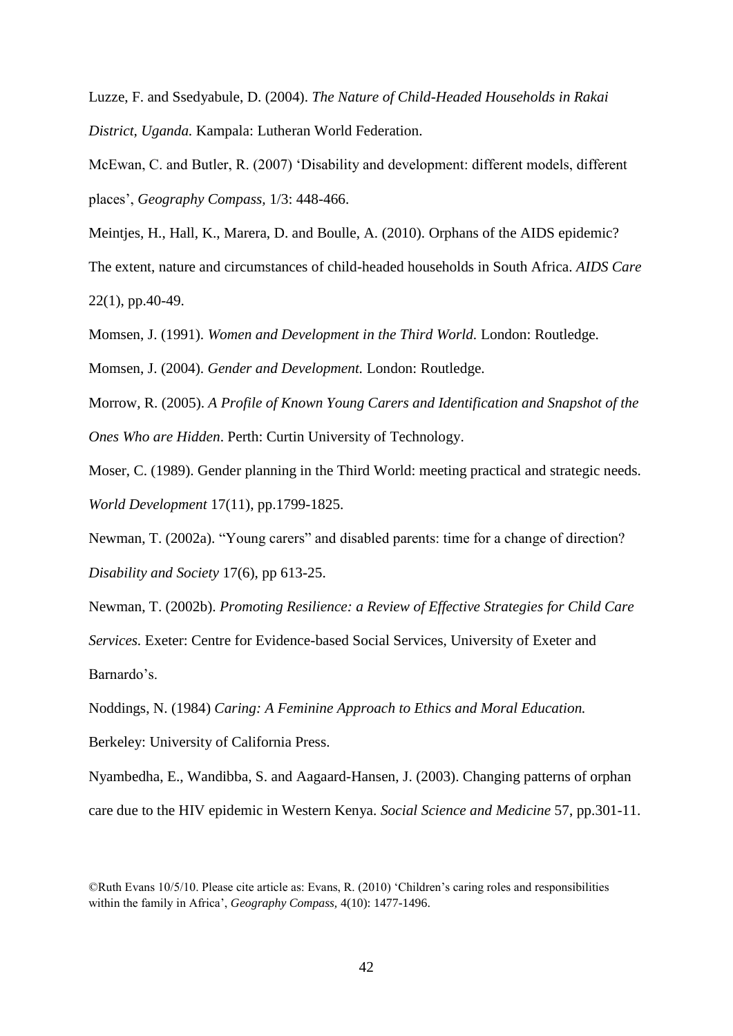Luzze, F. and Ssedyabule, D. (2004). *The Nature of Child-Headed Households in Rakai District, Uganda.* Kampala: Lutheran World Federation.

McEwan, C. and Butler, R. (2007) 'Disability and development: different models, different places', *Geography Compass,* 1/3: 448-466.

Meintjes, H., Hall, K., Marera, D. and Boulle, A. (2010). Orphans of the AIDS epidemic? The extent, nature and circumstances of child-headed households in South Africa. *AIDS Care* 22(1), pp.40-49.

Momsen, J. (1991). *Women and Development in the Third World.* London: Routledge.

Momsen, J. (2004). *Gender and Development.* London: Routledge.

Morrow, R. (2005). *A Profile of Known Young Carers and Identification and Snapshot of the Ones Who are Hidden*. Perth: Curtin University of Technology.

Moser, C. (1989). Gender planning in the Third World: meeting practical and strategic needs. *World Development* 17(11), pp.1799-1825.

Newman, T. (2002a). "Young carers" and disabled parents: time for a change of direction? *Disability and Society* 17(6), pp 613-25.

Newman, T. (2002b). *Promoting Resilience: a Review of Effective Strategies for Child Care Services.* Exeter: Centre for Evidence-based Social Services, University of Exeter and Barnardo's.

Noddings, N. (1984) *Caring: A Feminine Approach to Ethics and Moral Education.* Berkeley: University of California Press.

Nyambedha, E., Wandibba, S. and Aagaard-Hansen, J. (2003). Changing patterns of orphan care due to the HIV epidemic in Western Kenya. *Social Science and Medicine* 57, pp.301-11.

©Ruth Evans 10/5/10. Please cite article as: Evans, R. (2010) 'Children's caring roles and responsibilities within the family in Africa', *Geography Compass,* 4(10): 1477-1496.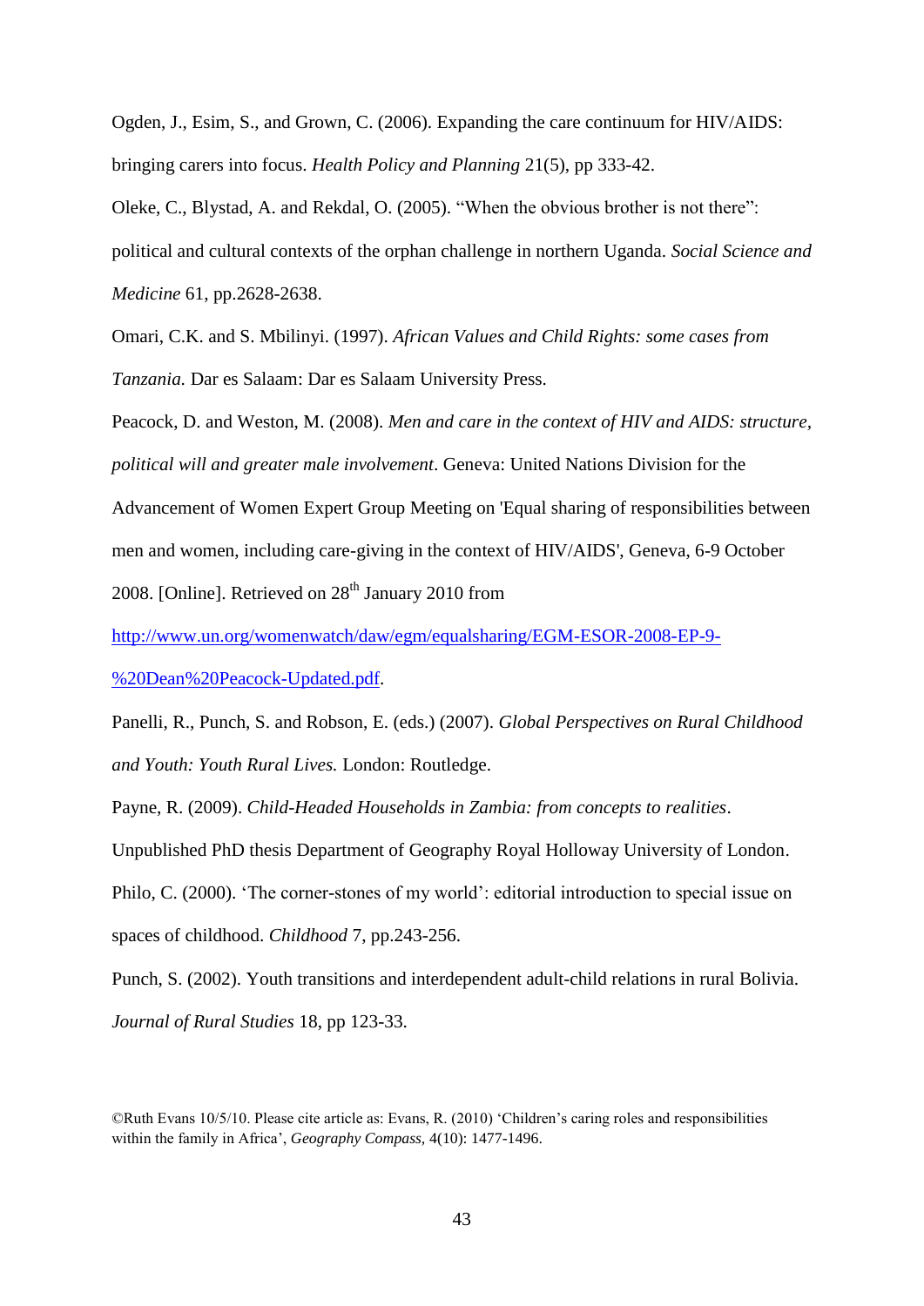Ogden, J., Esim, S., and Grown, C. (2006). Expanding the care continuum for HIV/AIDS: bringing carers into focus. *Health Policy and Planning* 21(5), pp 333-42.

Oleke, C., Blystad, A. and Rekdal, O. (2005). "When the obvious brother is not there": political and cultural contexts of the orphan challenge in northern Uganda. *Social Science and Medicine* 61, pp.2628-2638.

Omari, C.K. and S. Mbilinyi. (1997). *African Values and Child Rights: some cases from Tanzania.* Dar es Salaam: Dar es Salaam University Press.

Peacock, D. and Weston, M. (2008). *Men and care in the context of HIV and AIDS: structure, political will and greater male involvement*. Geneva: United Nations Division for the Advancement of Women Expert Group Meeting on 'Equal sharing of responsibilities between men and women, including care-giving in the context of HIV/AIDS', Geneva, 6-9 October 2008. [Online]. Retrieved on 28th January 2010 from http://www.un.org/womenwatch/daw/egm/equalsharing/EGM-ESOR-2008-EP-9-%20Dean%20Peacock-Updated.pdf.

Panelli, R., Punch, S. and Robson, E. (eds.) (2007). *Global Perspectives on Rural Childhood and Youth: Youth Rural Lives.* London: Routledge.

Payne, R. (2009). *Child-Headed Households in Zambia: from concepts to realities*. Unpublished PhD thesis Department of Geography Royal Holloway University of London.

Philo, C. (2000). 'The corner-stones of my world': editorial introduction to special issue on spaces of childhood. *Childhood* 7, pp.243-256.

Punch, S. (2002). Youth transitions and interdependent adult-child relations in rural Bolivia. *Journal of Rural Studies* 18, pp 123-33.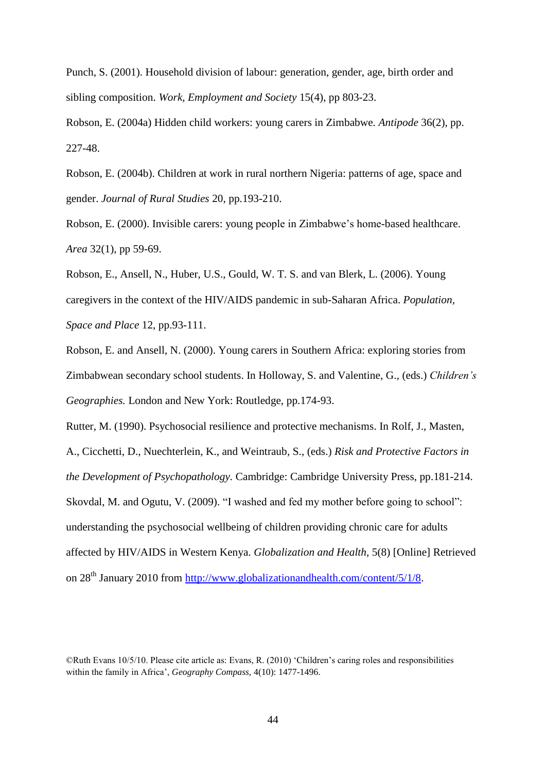Punch, S. (2001). Household division of labour: generation, gender, age, birth order and sibling composition. *Work, Employment and Society* 15(4), pp 803-23.

Robson, E. (2004a) Hidden child workers: young carers in Zimbabwe. *Antipode* 36(2), pp. 227-48.

Robson, E. (2004b). Children at work in rural northern Nigeria: patterns of age, space and gender. *Journal of Rural Studies* 20, pp.193-210.

Robson, E. (2000). Invisible carers: young people in Zimbabwe's home-based healthcare. *Area* 32(1), pp 59-69.

Robson, E., Ansell, N., Huber, U.S., Gould, W. T. S. and van Blerk, L. (2006). Young caregivers in the context of the HIV/AIDS pandemic in sub-Saharan Africa. *Population, Space and Place* 12, pp.93-111.

Robson, E. and Ansell, N. (2000). Young carers in Southern Africa: exploring stories from Zimbabwean secondary school students. In Holloway, S. and Valentine, G., (eds.) *Children's Geographies.* London and New York: Routledge, pp.174-93.

Rutter, M. (1990). Psychosocial resilience and protective mechanisms. In Rolf, J., Masten, A., Cicchetti, D., Nuechterlein, K., and Weintraub, S., (eds.) *Risk and Protective Factors in the Development of Psychopathology.* Cambridge: Cambridge University Press, pp.181-214.

Skovdal, M. and Ogutu, V. (2009). "I washed and fed my mother before going to school": understanding the psychosocial wellbeing of children providing chronic care for adults affected by HIV/AIDS in Western Kenya. *Globalization and Health,* 5(8) [Online] Retrieved on 28th January 2010 from http://www.globalizationandhealth.com/content/5/1/8.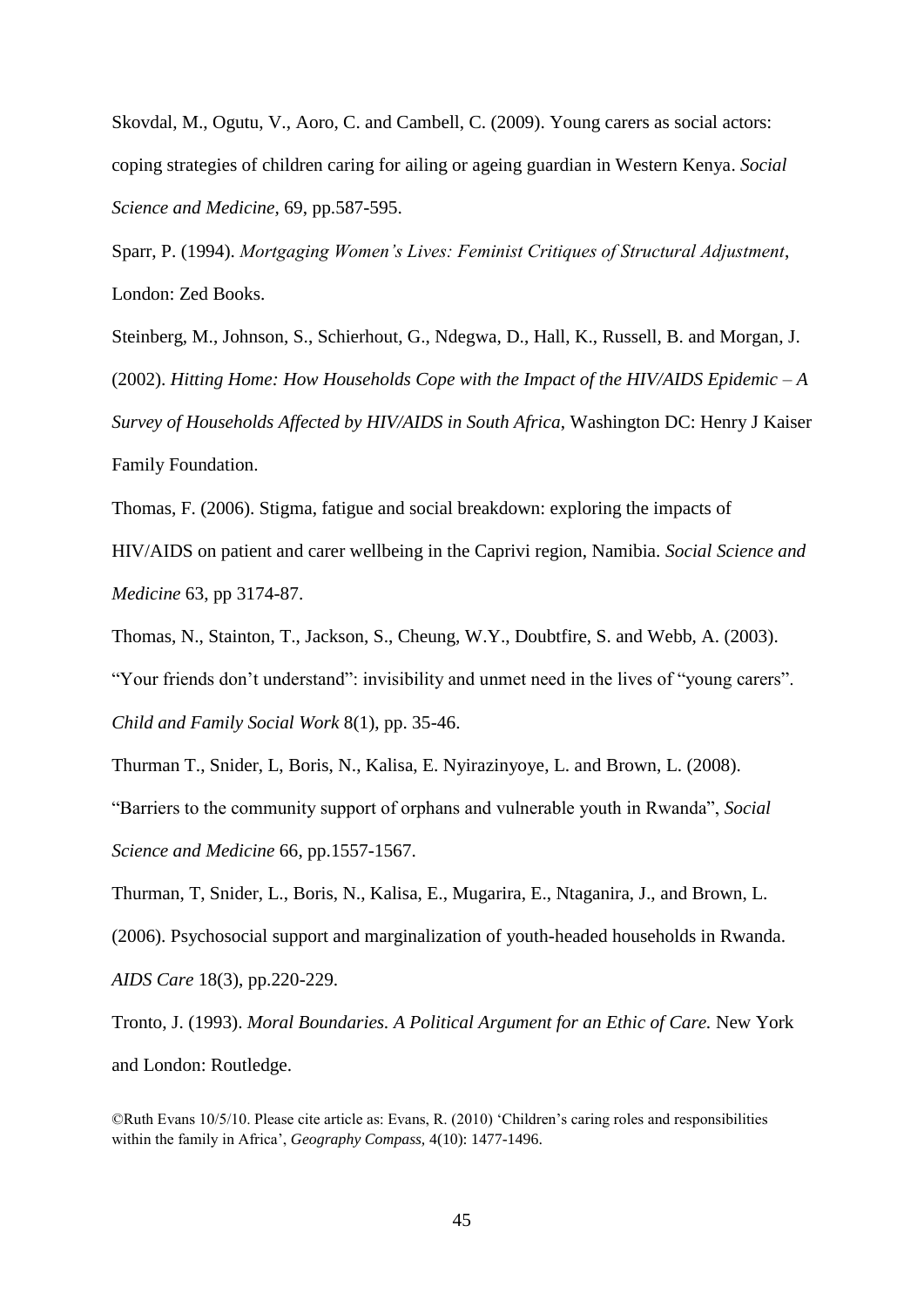Skovdal, M., Ogutu, V., Aoro, C. and Cambell, C. (2009). Young carers as social actors: coping strategies of children caring for ailing or ageing guardian in Western Kenya. *Social Science and Medicine,* 69, pp.587-595.

Sparr, P. (1994). *Mortgaging Women's Lives: Feminist Critiques of Structural Adjustment*, London: Zed Books.

Steinberg, M., Johnson, S., Schierhout, G., Ndegwa, D., Hall, K., Russell, B. and Morgan, J. (2002). *Hitting Home: How Households Cope with the Impact of the HIV/AIDS Epidemic – A Survey of Households Affected by HIV/AIDS in South Africa*, Washington DC: Henry J Kaiser Family Foundation.

Thomas, F. (2006). Stigma, fatigue and social breakdown: exploring the impacts of HIV/AIDS on patient and carer wellbeing in the Caprivi region, Namibia. *Social Science and Medicine* 63, pp 3174-87.

Thomas, N., Stainton, T., Jackson, S., Cheung, W.Y., Doubtfire, S. and Webb, A. (2003). "Your friends don't understand": invisibility and unmet need in the lives of "young carers". *Child and Family Social Work* 8(1), pp. 35-46.

Thurman T., Snider, L, Boris, N., Kalisa, E. Nyirazinyoye, L. and Brown, L. (2008). "Barriers to the community support of orphans and vulnerable youth in Rwanda", *Social Science and Medicine* 66, pp.1557-1567.

Thurman, T, Snider, L., Boris, N., Kalisa, E., Mugarira, E., Ntaganira, J., and Brown, L. (2006). Psychosocial support and marginalization of youth-headed households in Rwanda. *AIDS Care* 18(3), pp.220-229.

Tronto, J. (1993). *Moral Boundaries. A Political Argument for an Ethic of Care.* New York and London: Routledge.

©Ruth Evans 10/5/10. Please cite article as: Evans, R. (2010) 'Children's caring roles and responsibilities within the family in Africa', *Geography Compass,* 4(10): 1477-1496.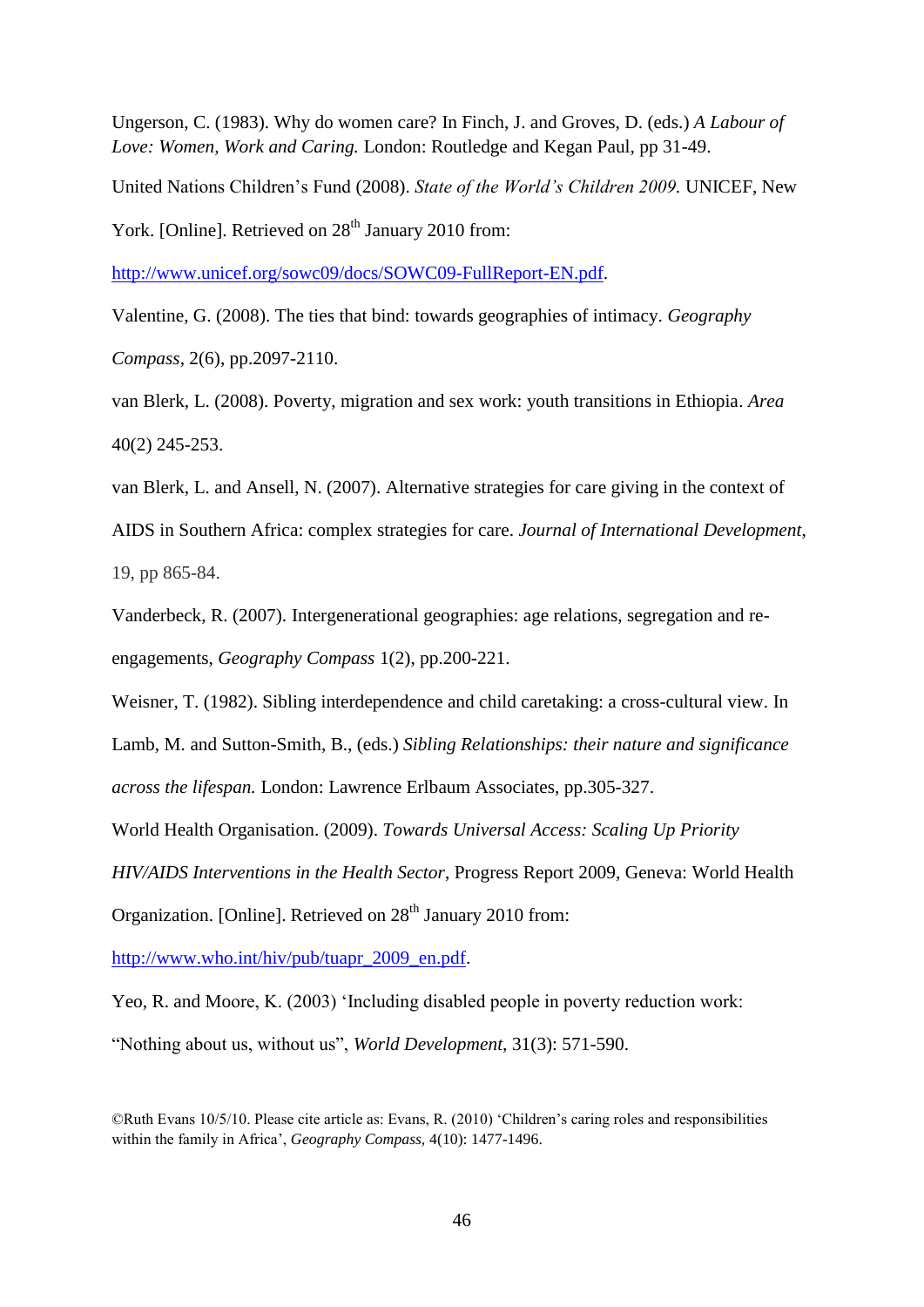Ungerson, C. (1983). Why do women care? In Finch, J. and Groves, D. (eds.) *A Labour of Love: Women, Work and Caring.* London: Routledge and Kegan Paul, pp 31-49.

United Nations Children's Fund (2008). *State of the World's Children 2009.* UNICEF, New York. [Online]. Retrieved on 28th January 2010 from: http://www.unicef.org/sowc09/docs/SOWC09-FullReport-EN.pdf.

Valentine, G. (2008). The ties that bind: towards geographies of intimacy. *Geography Compass,* 2(6), pp.2097-2110.

van Blerk, L. (2008). Poverty, migration and sex work: youth transitions in Ethiopia. *Area* 40(2) 245-253.

van Blerk, L. and Ansell, N. (2007). Alternative strategies for care giving in the context of AIDS in Southern Africa: complex strategies for care. *Journal of International Development*, 19, pp 865-84.

Vanderbeck, R. (2007). Intergenerational geographies: age relations, segregation and re-engagements, *Geography Compass* 1(2), pp.200-221.

Weisner, T. (1982). Sibling interdependence and child caretaking: a cross-cultural view. In Lamb, M. and Sutton-Smith, B., (eds.) *Sibling Relationships: their nature and significance across the lifespan.* London: Lawrence Erlbaum Associates, pp.305-327.

World Health Organisation. (2009). *Towards Universal Access: Scaling Up Priority HIV/AIDS Interventions in the Health Sector*, Progress Report 2009, Geneva: World Health Organization. [Online]. Retrieved on 28th January 2010 from: http://www.who.int/hiv/pub/tuapr_2009_en.pdf.

Yeo, R. and Moore, K. (2003) 'Including disabled people in poverty reduction work: "Nothing about us, without us", *World Development,* 31(3): 571-590.

©Ruth Evans 10/5/10. Please cite article as: Evans, R. (2010) 'Children's caring roles and responsibilities within the family in Africa', *Geography Compass,* 4(10): 1477-1496.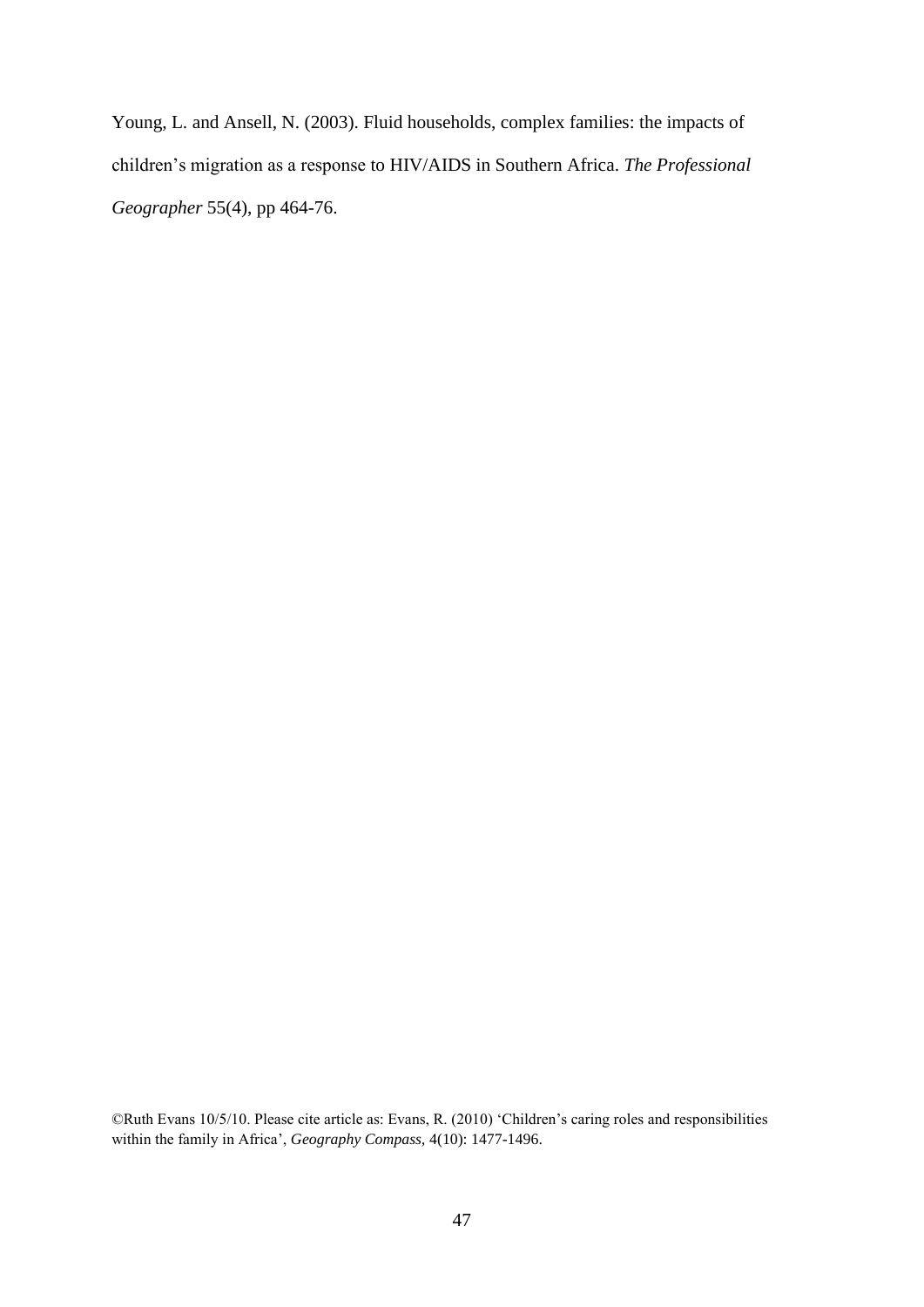Young, L. and Ansell, N. (2003). Fluid households, complex families: the impacts of children's migration as a response to HIV/AIDS in Southern Africa. *The Professional Geographer* 55(4), pp 464-76.